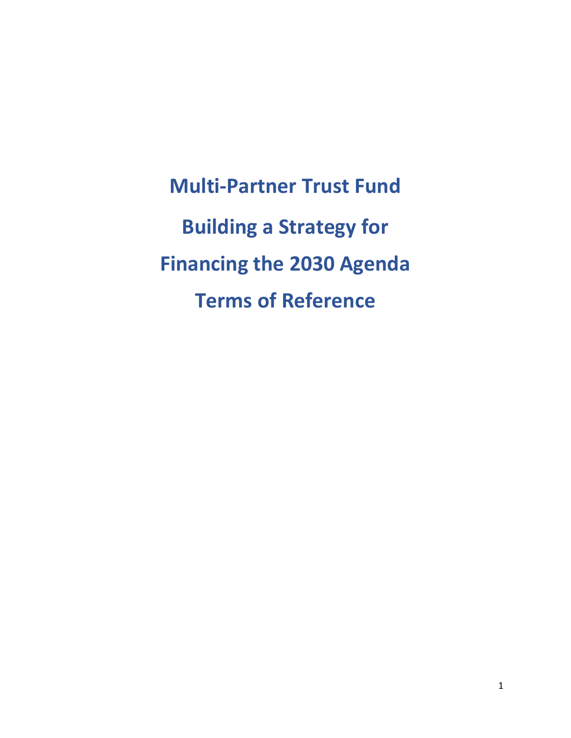# Multi-Partner Trust Fund

# Building a Strategy for Financing the 2030 Agenda

# Terms of Reference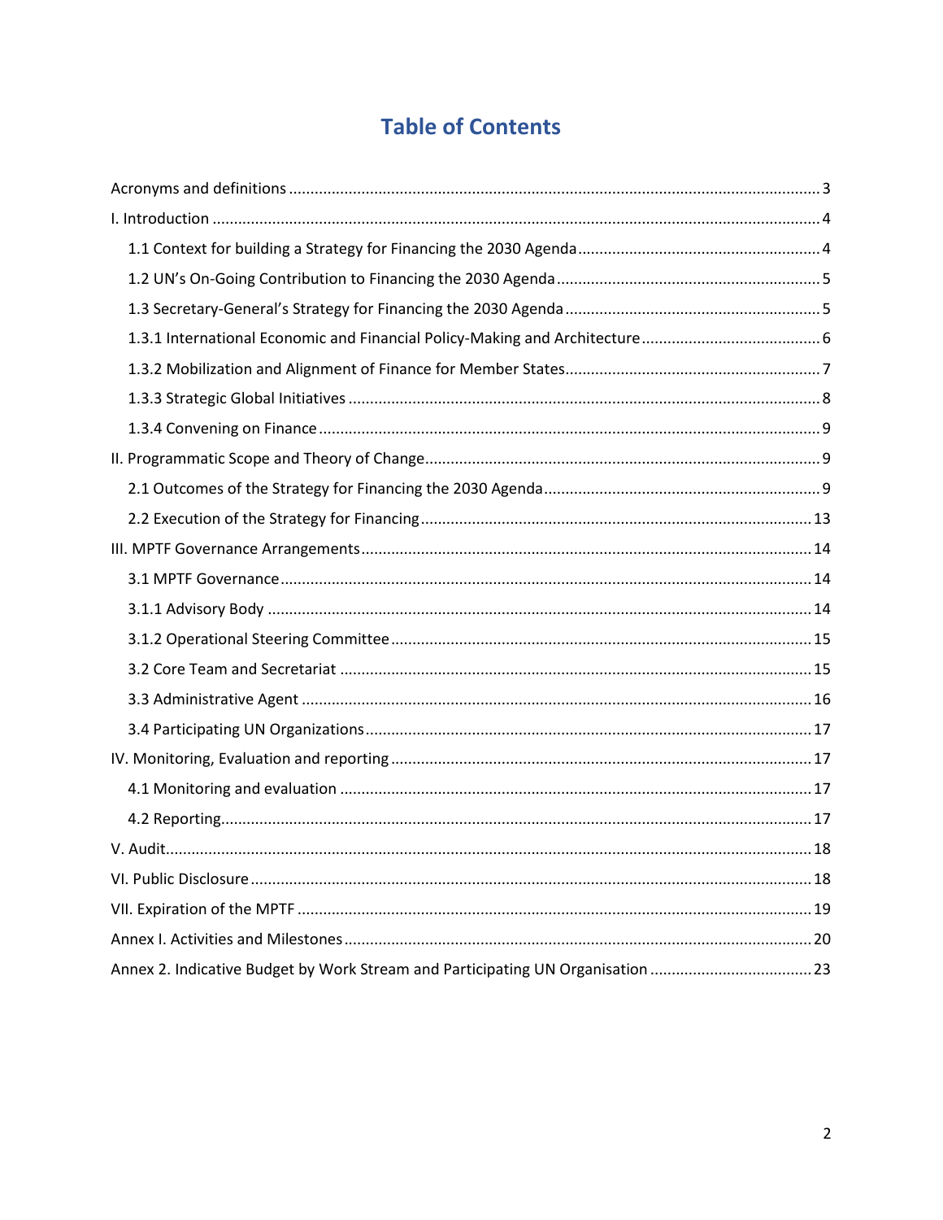# Table of Contents

Acronyms and definitions ........................................................................................................... 3

I. Introduction ............................................................................................................................ 4

- 1.1 Context for building a Strategy for Financing the 2030 Agenda ........................................................ 4
- 1.2 UN's On-Going Contribution to Financing the 2030 Agenda ............................................................. 5
- 1.3 Secretary-General's Strategy for Financing the 2030 Agenda ........................................................... 5
- 1.3.1 International Economic and Financial Policy-Making and Architecture .......................................... 6
- 1.3.2 Mobilization and Alignment of Finance for Member States ............................................................ 7
- 1.3.3 Strategic Global Initiatives ............................................................................................................. 8
- 1.3.4 Convening on Finance .................................................................................................................... 9

II. Programmatic Scope and Theory of Change ............................................................................ 9

- 2.1 Outcomes of the Strategy for Financing the 2030 Agenda ................................................................ 9
- 2.2 Execution of the Strategy for Financing ........................................................................................... 13

III. MPTF Governance Arrangements ........................................................................................ 14

- 3.1 MPTF Governance ........................................................................................................................... 14
- 3.1.1 Advisory Body ............................................................................................................................. 14
- 3.1.2 Operational Steering Committee ................................................................................................. 15
- 3.2 Core Team and Secretariat ............................................................................................................. 15
- 3.3 Administrative Agent ...................................................................................................................... 16
- 3.4 Participating UN Organizations ....................................................................................................... 17

IV. Monitoring, Evaluation and reporting .................................................................................. 17

- 4.1 Monitoring and evaluation ............................................................................................................. 17
- 4.2 Reporting ........................................................................................................................................ 17

V. Audit ....................................................................................................................................... 18

VI. Public Disclosure .................................................................................................................. 18

VII. Expiration of the MPTF ....................................................................................................... 19

Annex I. Activities and Milestones ............................................................................................. 20

Annex 2. Indicative Budget by Work Stream and Participating UN Organisation ...................... 23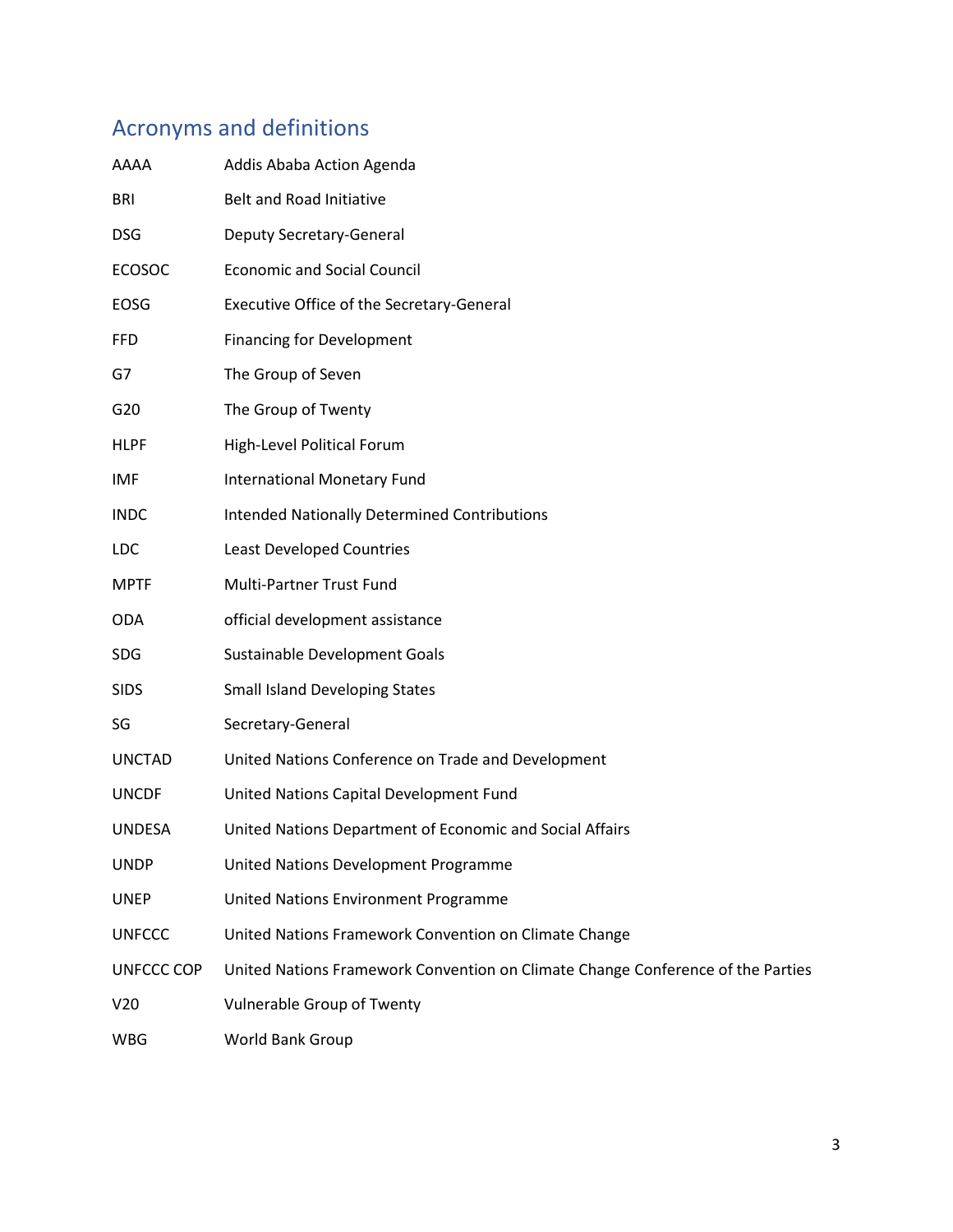## Acronyms and definitions

| | |
|---|---|
| AAAA | Addis Ababa Action Agenda |
| BRI | Belt and Road Initiative |
| DSG | Deputy Secretary-General |
| ECOSOC | Economic and Social Council |
| EOSG | Executive Office of the Secretary-General |
| FFD | Financing for Development |
| G7 | The Group of Seven |
| G20 | The Group of Twenty |
| HLPF | High-Level Political Forum |
| IMF | International Monetary Fund |
| INDC | Intended Nationally Determined Contributions |
| LDC | Least Developed Countries |
| MPTF | Multi-Partner Trust Fund |
| ODA | official development assistance |
| SDG | Sustainable Development Goals |
| SIDS | Small Island Developing States |
| SG | Secretary-General |
| UNCTAD | United Nations Conference on Trade and Development |
| UNCDF | United Nations Capital Development Fund |
| UNDESA | United Nations Department of Economic and Social Affairs |
| UNDP | United Nations Development Programme |
| UNEP | United Nations Environment Programme |
| UNFCCC | United Nations Framework Convention on Climate Change |
| UNFCCC COP | United Nations Framework Convention on Climate Change Conference of the Parties |
| V20 | Vulnerable Group of Twenty |
| WBG | World Bank Group |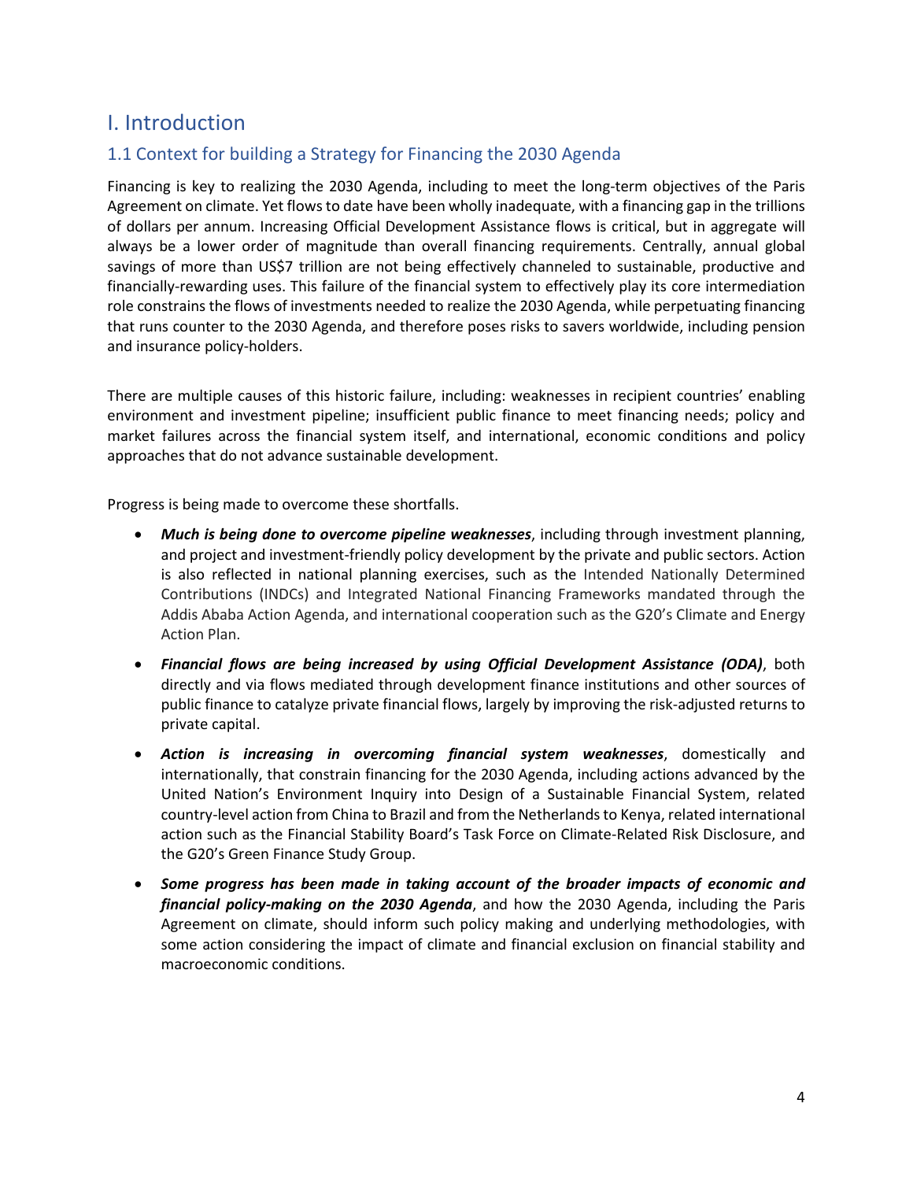# I. Introduction

## 1.1 Context for building a Strategy for Financing the 2030 Agenda

Financing is key to realizing the 2030 Agenda, including to meet the long-term objectives of the Paris Agreement on climate. Yet flows to date have been wholly inadequate, with a financing gap in the trillions of dollars per annum. Increasing Official Development Assistance flows is critical, but in aggregate will always be a lower order of magnitude than overall financing requirements. Centrally, annual global savings of more than US$7 trillion are not being effectively channeled to sustainable, productive and financially-rewarding uses. This failure of the financial system to effectively play its core intermediation role constrains the flows of investments needed to realize the 2030 Agenda, while perpetuating financing that runs counter to the 2030 Agenda, and therefore poses risks to savers worldwide, including pension and insurance policy-holders.

There are multiple causes of this historic failure, including: weaknesses in recipient countries' enabling environment and investment pipeline; insufficient public finance to meet financing needs; policy and market failures across the financial system itself, and international, economic conditions and policy approaches that do not advance sustainable development.

Progress is being made to overcome these shortfalls.

- ***Much is being done to overcome pipeline weaknesses***, including through investment planning, and project and investment-friendly policy development by the private and public sectors. Action is also reflected in national planning exercises, such as the Intended Nationally Determined Contributions (INDCs) and Integrated National Financing Frameworks mandated through the Addis Ababa Action Agenda, and international cooperation such as the G20's Climate and Energy Action Plan.
- ***Financial flows are being increased by using Official Development Assistance (ODA)***, both directly and via flows mediated through development finance institutions and other sources of public finance to catalyze private financial flows, largely by improving the risk-adjusted returns to private capital.
- ***Action is increasing in overcoming financial system weaknesses***, domestically and internationally, that constrain financing for the 2030 Agenda, including actions advanced by the United Nation's Environment Inquiry into Design of a Sustainable Financial System, related country-level action from China to Brazil and from the Netherlands to Kenya, related international action such as the Financial Stability Board's Task Force on Climate-Related Risk Disclosure, and the G20's Green Finance Study Group.
- ***Some progress has been made in taking account of the broader impacts of economic and financial policy-making on the 2030 Agenda***, and how the 2030 Agenda, including the Paris Agreement on climate, should inform such policy making and underlying methodologies, with some action considering the impact of climate and financial exclusion on financial stability and macroeconomic conditions.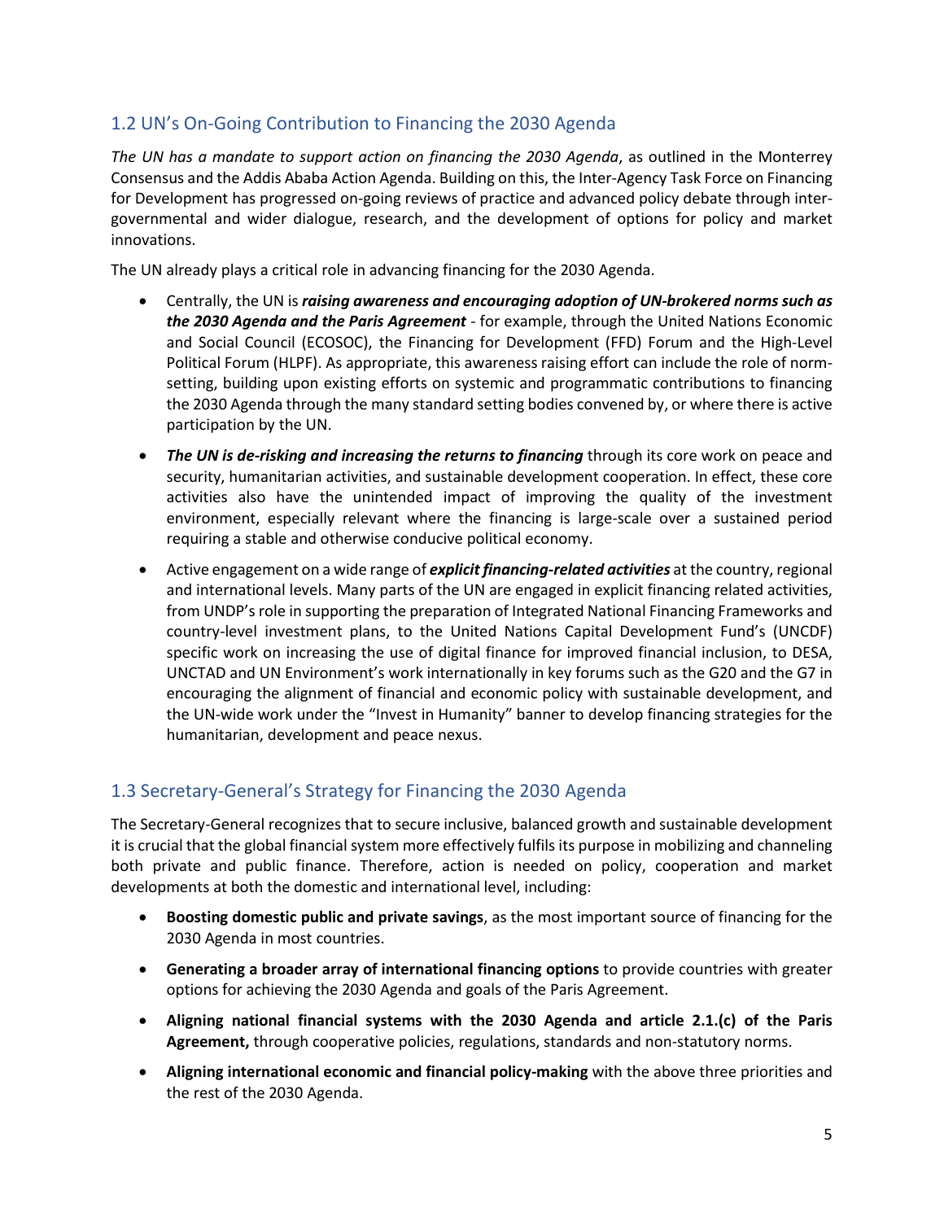## 1.2 UN's On-Going Contribution to Financing the 2030 Agenda

*The UN has a mandate to support action on financing the 2030 Agenda*, as outlined in the Monterrey Consensus and the Addis Ababa Action Agenda. Building on this, the Inter-Agency Task Force on Financing for Development has progressed on-going reviews of practice and advanced policy debate through inter-governmental and wider dialogue, research, and the development of options for policy and market innovations.

The UN already plays a critical role in advancing financing for the 2030 Agenda.

- Centrally, the UN is ***raising awareness and encouraging adoption of UN-brokered norms such as the 2030 Agenda and the Paris Agreement*** - for example, through the United Nations Economic and Social Council (ECOSOC), the Financing for Development (FFD) Forum and the High-Level Political Forum (HLPF). As appropriate, this awareness raising effort can include the role of norm-setting, building upon existing efforts on systemic and programmatic contributions to financing the 2030 Agenda through the many standard setting bodies convened by, or where there is active participation by the UN.
- ***The UN is de-risking and increasing the returns to financing*** through its core work on peace and security, humanitarian activities, and sustainable development cooperation. In effect, these core activities also have the unintended impact of improving the quality of the investment environment, especially relevant where the financing is large-scale over a sustained period requiring a stable and otherwise conducive political economy.
- Active engagement on a wide range of ***explicit financing-related activities*** at the country, regional and international levels. Many parts of the UN are engaged in explicit financing related activities, from UNDP's role in supporting the preparation of Integrated National Financing Frameworks and country-level investment plans, to the United Nations Capital Development Fund's (UNCDF) specific work on increasing the use of digital finance for improved financial inclusion, to DESA, UNCTAD and UN Environment's work internationally in key forums such as the G20 and the G7 in encouraging the alignment of financial and economic policy with sustainable development, and the UN-wide work under the "Invest in Humanity" banner to develop financing strategies for the humanitarian, development and peace nexus.

## 1.3 Secretary-General's Strategy for Financing the 2030 Agenda

The Secretary-General recognizes that to secure inclusive, balanced growth and sustainable development it is crucial that the global financial system more effectively fulfils its purpose in mobilizing and channeling both private and public finance. Therefore, action is needed on policy, cooperation and market developments at both the domestic and international level, including:

- **Boosting domestic public and private savings**, as the most important source of financing for the 2030 Agenda in most countries.
- **Generating a broader array of international financing options** to provide countries with greater options for achieving the 2030 Agenda and goals of the Paris Agreement.
- **Aligning national financial systems with the 2030 Agenda and article 2.1.(c) of the Paris Agreement,** through cooperative policies, regulations, standards and non-statutory norms.
- **Aligning international economic and financial policy-making** with the above three priorities and the rest of the 2030 Agenda.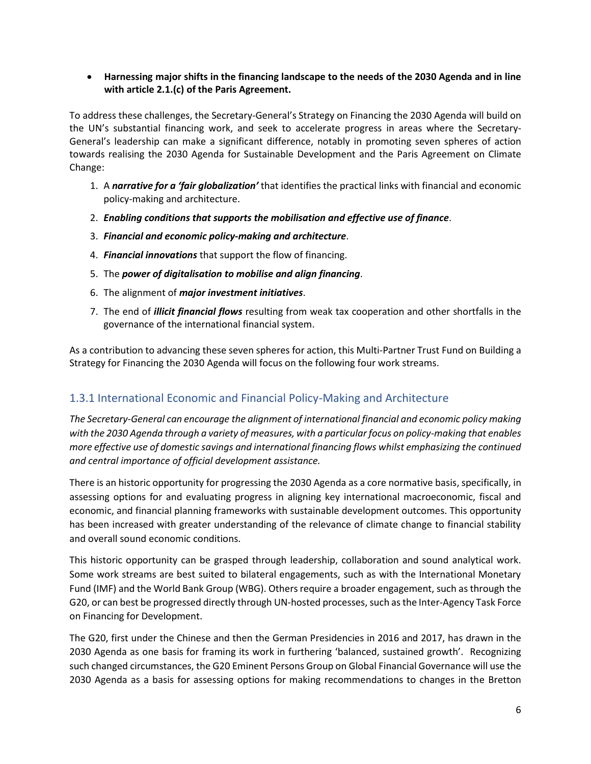- **Harnessing major shifts in the financing landscape to the needs of the 2030 Agenda and in line with article 2.1.(c) of the Paris Agreement.**

To address these challenges, the Secretary-General's Strategy on Financing the 2030 Agenda will build on the UN's substantial financing work, and seek to accelerate progress in areas where the Secretary-General's leadership can make a significant difference, notably in promoting seven spheres of action towards realising the 2030 Agenda for Sustainable Development and the Paris Agreement on Climate Change:

1. A ***narrative for a 'fair globalization'*** that identifies the practical links with financial and economic policy-making and architecture.
2. ***Enabling conditions that supports the mobilisation and effective use of finance***.
3. ***Financial and economic policy-making and architecture***.
4. ***Financial innovations*** that support the flow of financing.
5. The ***power of digitalisation to mobilise and align financing***.
6. The alignment of ***major investment initiatives***.
7. The end of ***illicit financial flows*** resulting from weak tax cooperation and other shortfalls in the governance of the international financial system.

As a contribution to advancing these seven spheres for action, this Multi-Partner Trust Fund on Building a Strategy for Financing the 2030 Agenda will focus on the following four work streams.

### 1.3.1 International Economic and Financial Policy-Making and Architecture

*The Secretary-General can encourage the alignment of international financial and economic policy making with the 2030 Agenda through a variety of measures, with a particular focus on policy-making that enables more effective use of domestic savings and international financing flows whilst emphasizing the continued and central importance of official development assistance.*

There is an historic opportunity for progressing the 2030 Agenda as a core normative basis, specifically, in assessing options for and evaluating progress in aligning key international macroeconomic, fiscal and economic, and financial planning frameworks with sustainable development outcomes. This opportunity has been increased with greater understanding of the relevance of climate change to financial stability and overall sound economic conditions.

This historic opportunity can be grasped through leadership, collaboration and sound analytical work. Some work streams are best suited to bilateral engagements, such as with the International Monetary Fund (IMF) and the World Bank Group (WBG). Others require a broader engagement, such as through the G20, or can best be progressed directly through UN-hosted processes, such as the Inter-Agency Task Force on Financing for Development.

The G20, first under the Chinese and then the German Presidencies in 2016 and 2017, has drawn in the 2030 Agenda as one basis for framing its work in furthering 'balanced, sustained growth'. Recognizing such changed circumstances, the G20 Eminent Persons Group on Global Financial Governance will use the 2030 Agenda as a basis for assessing options for making recommendations to changes in the Bretton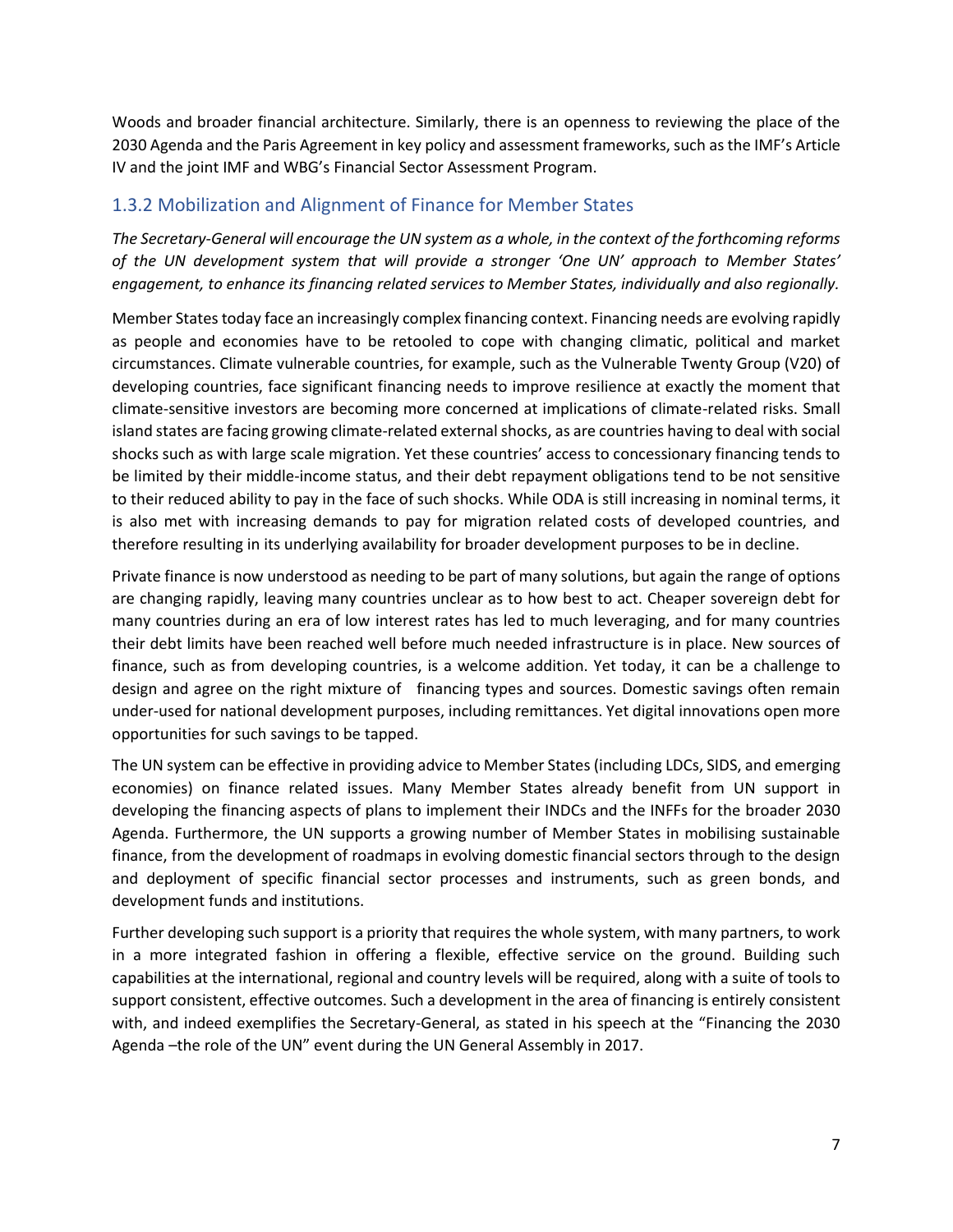Woods and broader financial architecture. Similarly, there is an openness to reviewing the place of the 2030 Agenda and the Paris Agreement in key policy and assessment frameworks, such as the IMF's Article IV and the joint IMF and WBG's Financial Sector Assessment Program.

### 1.3.2 Mobilization and Alignment of Finance for Member States

*The Secretary-General will encourage the UN system as a whole, in the context of the forthcoming reforms of the UN development system that will provide a stronger 'One UN' approach to Member States' engagement, to enhance its financing related services to Member States, individually and also regionally.*

Member States today face an increasingly complex financing context. Financing needs are evolving rapidly as people and economies have to be retooled to cope with changing climatic, political and market circumstances. Climate vulnerable countries, for example, such as the Vulnerable Twenty Group (V20) of developing countries, face significant financing needs to improve resilience at exactly the moment that climate-sensitive investors are becoming more concerned at implications of climate-related risks. Small island states are facing growing climate-related external shocks, as are countries having to deal with social shocks such as with large scale migration. Yet these countries' access to concessionary financing tends to be limited by their middle-income status, and their debt repayment obligations tend to be not sensitive to their reduced ability to pay in the face of such shocks. While ODA is still increasing in nominal terms, it is also met with increasing demands to pay for migration related costs of developed countries, and therefore resulting in its underlying availability for broader development purposes to be in decline.

Private finance is now understood as needing to be part of many solutions, but again the range of options are changing rapidly, leaving many countries unclear as to how best to act. Cheaper sovereign debt for many countries during an era of low interest rates has led to much leveraging, and for many countries their debt limits have been reached well before much needed infrastructure is in place. New sources of finance, such as from developing countries, is a welcome addition. Yet today, it can be a challenge to design and agree on the right mixture of financing types and sources. Domestic savings often remain under-used for national development purposes, including remittances. Yet digital innovations open more opportunities for such savings to be tapped.

The UN system can be effective in providing advice to Member States (including LDCs, SIDS, and emerging economies) on finance related issues. Many Member States already benefit from UN support in developing the financing aspects of plans to implement their INDCs and the INFFs for the broader 2030 Agenda. Furthermore, the UN supports a growing number of Member States in mobilising sustainable finance, from the development of roadmaps in evolving domestic financial sectors through to the design and deployment of specific financial sector processes and instruments, such as green bonds, and development funds and institutions.

Further developing such support is a priority that requires the whole system, with many partners, to work in a more integrated fashion in offering a flexible, effective service on the ground. Building such capabilities at the international, regional and country levels will be required, along with a suite of tools to support consistent, effective outcomes. Such a development in the area of financing is entirely consistent with, and indeed exemplifies the Secretary-General, as stated in his speech at the "Financing the 2030 Agenda –the role of the UN" event during the UN General Assembly in 2017.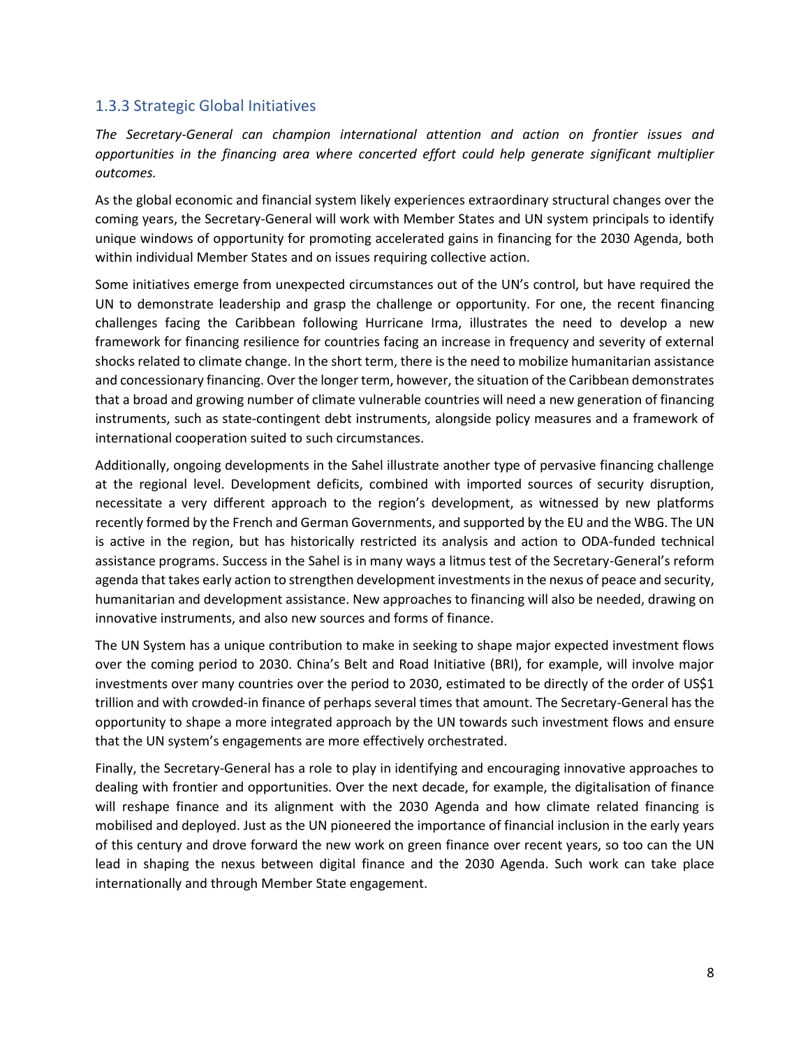### 1.3.3 Strategic Global Initiatives

*The Secretary-General can champion international attention and action on frontier issues and opportunities in the financing area where concerted effort could help generate significant multiplier outcomes.*

As the global economic and financial system likely experiences extraordinary structural changes over the coming years, the Secretary-General will work with Member States and UN system principals to identify unique windows of opportunity for promoting accelerated gains in financing for the 2030 Agenda, both within individual Member States and on issues requiring collective action.

Some initiatives emerge from unexpected circumstances out of the UN's control, but have required the UN to demonstrate leadership and grasp the challenge or opportunity. For one, the recent financing challenges facing the Caribbean following Hurricane Irma, illustrates the need to develop a new framework for financing resilience for countries facing an increase in frequency and severity of external shocks related to climate change. In the short term, there is the need to mobilize humanitarian assistance and concessionary financing. Over the longer term, however, the situation of the Caribbean demonstrates that a broad and growing number of climate vulnerable countries will need a new generation of financing instruments, such as state-contingent debt instruments, alongside policy measures and a framework of international cooperation suited to such circumstances.

Additionally, ongoing developments in the Sahel illustrate another type of pervasive financing challenge at the regional level. Development deficits, combined with imported sources of security disruption, necessitate a very different approach to the region's development, as witnessed by new platforms recently formed by the French and German Governments, and supported by the EU and the WBG. The UN is active in the region, but has historically restricted its analysis and action to ODA-funded technical assistance programs. Success in the Sahel is in many ways a litmus test of the Secretary-General's reform agenda that takes early action to strengthen development investments in the nexus of peace and security, humanitarian and development assistance. New approaches to financing will also be needed, drawing on innovative instruments, and also new sources and forms of finance.

The UN System has a unique contribution to make in seeking to shape major expected investment flows over the coming period to 2030. China's Belt and Road Initiative (BRI), for example, will involve major investments over many countries over the period to 2030, estimated to be directly of the order of US$1 trillion and with crowded-in finance of perhaps several times that amount. The Secretary-General has the opportunity to shape a more integrated approach by the UN towards such investment flows and ensure that the UN system's engagements are more effectively orchestrated.

Finally, the Secretary-General has a role to play in identifying and encouraging innovative approaches to dealing with frontier and opportunities. Over the next decade, for example, the digitalisation of finance will reshape finance and its alignment with the 2030 Agenda and how climate related financing is mobilised and deployed. Just as the UN pioneered the importance of financial inclusion in the early years of this century and drove forward the new work on green finance over recent years, so too can the UN lead in shaping the nexus between digital finance and the 2030 Agenda. Such work can take place internationally and through Member State engagement.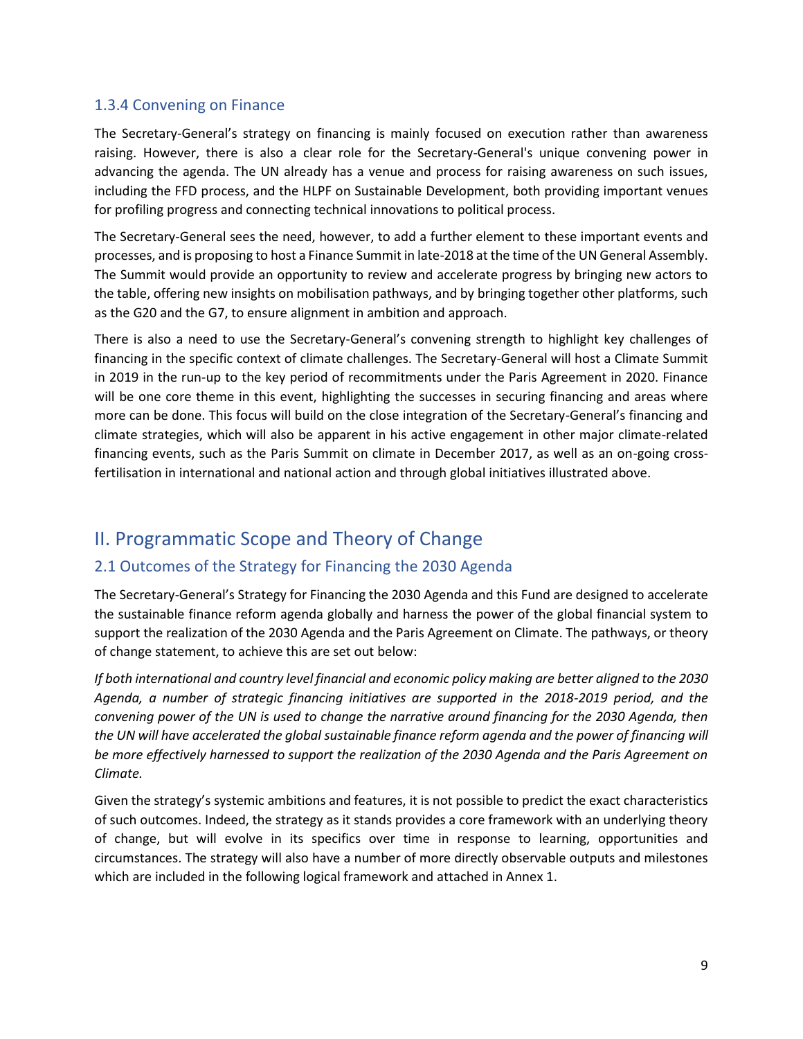### 1.3.4 Convening on Finance

The Secretary-General's strategy on financing is mainly focused on execution rather than awareness raising. However, there is also a clear role for the Secretary-General's unique convening power in advancing the agenda. The UN already has a venue and process for raising awareness on such issues, including the FFD process, and the HLPF on Sustainable Development, both providing important venues for profiling progress and connecting technical innovations to political process.

The Secretary-General sees the need, however, to add a further element to these important events and processes, and is proposing to host a Finance Summit in late-2018 at the time of the UN General Assembly. The Summit would provide an opportunity to review and accelerate progress by bringing new actors to the table, offering new insights on mobilisation pathways, and by bringing together other platforms, such as the G20 and the G7, to ensure alignment in ambition and approach.

There is also a need to use the Secretary-General's convening strength to highlight key challenges of financing in the specific context of climate challenges. The Secretary-General will host a Climate Summit in 2019 in the run-up to the key period of recommitments under the Paris Agreement in 2020. Finance will be one core theme in this event, highlighting the successes in securing financing and areas where more can be done. This focus will build on the close integration of the Secretary-General's financing and climate strategies, which will also be apparent in his active engagement in other major climate-related financing events, such as the Paris Summit on climate in December 2017, as well as an on-going cross-fertilisation in international and national action and through global initiatives illustrated above.

# II. Programmatic Scope and Theory of Change

## 2.1 Outcomes of the Strategy for Financing the 2030 Agenda

The Secretary-General's Strategy for Financing the 2030 Agenda and this Fund are designed to accelerate the sustainable finance reform agenda globally and harness the power of the global financial system to support the realization of the 2030 Agenda and the Paris Agreement on Climate. The pathways, or theory of change statement, to achieve this are set out below:

*If both international and country level financial and economic policy making are better aligned to the 2030 Agenda, a number of strategic financing initiatives are supported in the 2018-2019 period, and the convening power of the UN is used to change the narrative around financing for the 2030 Agenda, then the UN will have accelerated the global sustainable finance reform agenda and the power of financing will be more effectively harnessed to support the realization of the 2030 Agenda and the Paris Agreement on Climate.*

Given the strategy's systemic ambitions and features, it is not possible to predict the exact characteristics of such outcomes. Indeed, the strategy as it stands provides a core framework with an underlying theory of change, but will evolve in its specifics over time in response to learning, opportunities and circumstances. The strategy will also have a number of more directly observable outputs and milestones which are included in the following logical framework and attached in Annex 1.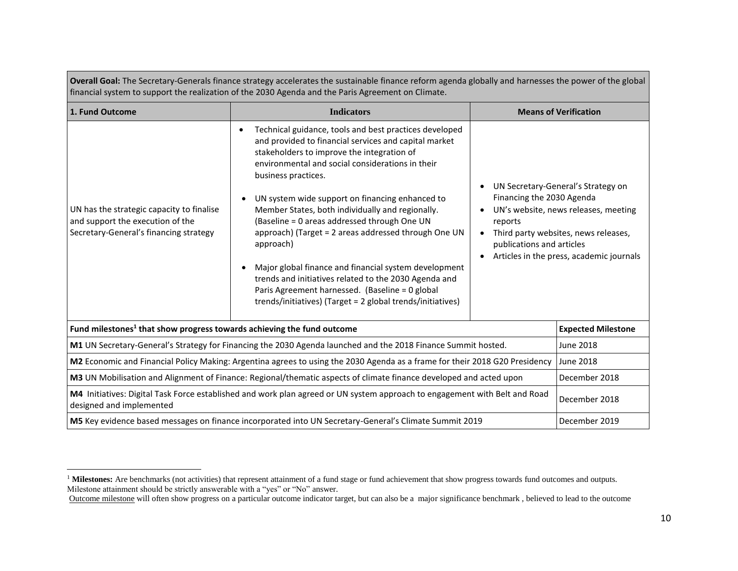| **Overall Goal:** The Secretary-Generals finance strategy accelerates the sustainable finance reform agenda globally and harnesses the power of the global financial system to support the realization of the 2030 Agenda and the Paris Agreement on Climate. | | |
|---|---|---|
| **1. Fund Outcome** | **Indicators** | **Means of Verification** |
| UN has the strategic capacity to finalise and support the execution of the Secretary-General's financing strategy | • Technical guidance, tools and best practices developed and provided to financial services and capital market stakeholders to improve the integration of environmental and social considerations in their business practices.<br><br>• UN system wide support on financing enhanced to Member States, both individually and regionally. (Baseline = 0 areas addressed through One UN approach) (Target = 2 areas addressed through One UN approach)<br><br>• Major global finance and financial system development trends and initiatives related to the 2030 Agenda and Paris Agreement harnessed. (Baseline = 0 global trends/initiatives) (Target = 2 global trends/initiatives) | • UN Secretary-General's Strategy on Financing the 2030 Agenda<br>• UN's website, news releases, meeting reports<br>• Third party websites, news releases, publications and articles<br>• Articles in the press, academic journals |

| **Fund milestones[1] that show progress towards achieving the fund outcome** | **Expected Milestone** |
|---|---|
| **M1** UN Secretary-General's Strategy for Financing the 2030 Agenda launched and the 2018 Finance Summit hosted. | June 2018 |
| **M2** Economic and Financial Policy Making: Argentina agrees to using the 2030 Agenda as a frame for their 2018 G20 Presidency | June 2018 |
| **M3** UN Mobilisation and Alignment of Finance: Regional/thematic aspects of climate finance developed and acted upon | December 2018 |
| **M4** Initiatives: Digital Task Force established and work plan agreed or UN system approach to engagement with Belt and Road designed and implemented | December 2018 |
| **M5** Key evidence based messages on finance incorporated into UN Secretary-General's Climate Summit 2019 | December 2019 |

[1] **Milestones:** Are benchmarks (not activities) that represent attainment of a fund stage or fund achievement that show progress towards fund outcomes and outputs. Milestone attainment should be strictly answerable with a "yes" or "No" answer.

Outcome milestone will often show progress on a particular outcome indicator target, but can also be a major significance benchmark , believed to lead to the outcome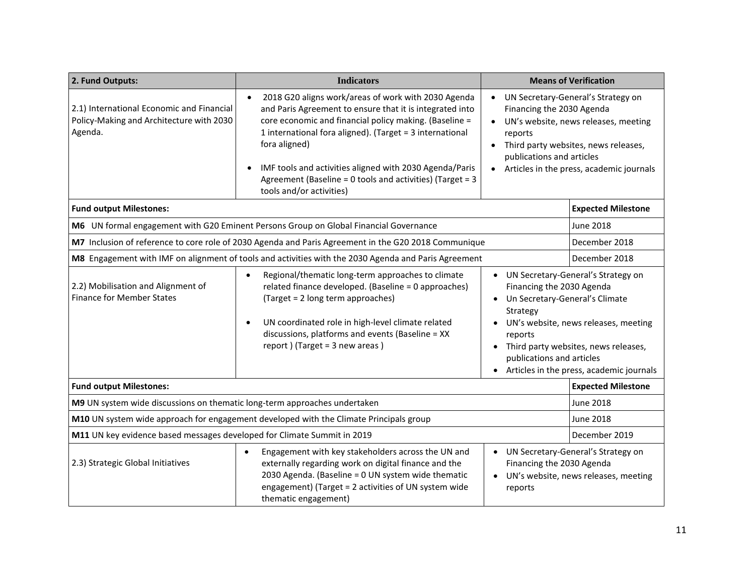| 2. Fund Outputs: | Indicators | Means of Verification | |
|---|---|---|---|
| 2.1) International Economic and Financial Policy-Making and Architecture with 2030 Agenda. | • 2018 G20 aligns work/areas of work with 2030 Agenda and Paris Agreement to ensure that it is integrated into core economic and financial policy making. (Baseline = 1 international fora aligned). (Target = 3 international fora aligned)<br><br>• IMF tools and activities aligned with 2030 Agenda/Paris Agreement (Baseline = 0 tools and activities) (Target = 3 tools and/or activities) | • UN Secretary-General's Strategy on Financing the 2030 Agenda<br>• UN's website, news releases, meeting reports<br>• Third party websites, news releases, publications and articles<br>• Articles in the press, academic journals | |
| **Fund output Milestones:** | | | **Expected Milestone** |
| **M6** UN formal engagement with G20 Eminent Persons Group on Global Financial Governance | | | June 2018 |
| **M7** Inclusion of reference to core role of 2030 Agenda and Paris Agreement in the G20 2018 Communique | | | December 2018 |
| **M8** Engagement with IMF on alignment of tools and activities with the 2030 Agenda and Paris Agreement | | | December 2018 |
| 2.2) Mobilisation and Alignment of Finance for Member States | • Regional/thematic long-term approaches to climate related finance developed. (Baseline = 0 approaches) (Target = 2 long term approaches)<br><br>• UN coordinated role in high-level climate related discussions, platforms and events (Baseline = XX report ) (Target = 3 new areas ) | • UN Secretary-General's Strategy on Financing the 2030 Agenda<br>• Un Secretary-General's Climate Strategy<br>• UN's website, news releases, meeting reports<br>• Third party websites, news releases, publications and articles<br>• Articles in the press, academic journals | |
| **Fund output Milestones:** | | | **Expected Milestone** |
| **M9** UN system wide discussions on thematic long-term approaches undertaken | | | June 2018 |
| **M10** UN system wide approach for engagement developed with the Climate Principals group | | | June 2018 |
| **M11** UN key evidence based messages developed for Climate Summit in 2019 | | | December 2019 |
| 2.3) Strategic Global Initiatives | • Engagement with key stakeholders across the UN and externally regarding work on digital finance and the 2030 Agenda. (Baseline = 0 UN system wide thematic engagement) (Target = 2 activities of UN system wide thematic engagement) | • UN Secretary-General's Strategy on Financing the 2030 Agenda<br>• UN's website, news releases, meeting reports | |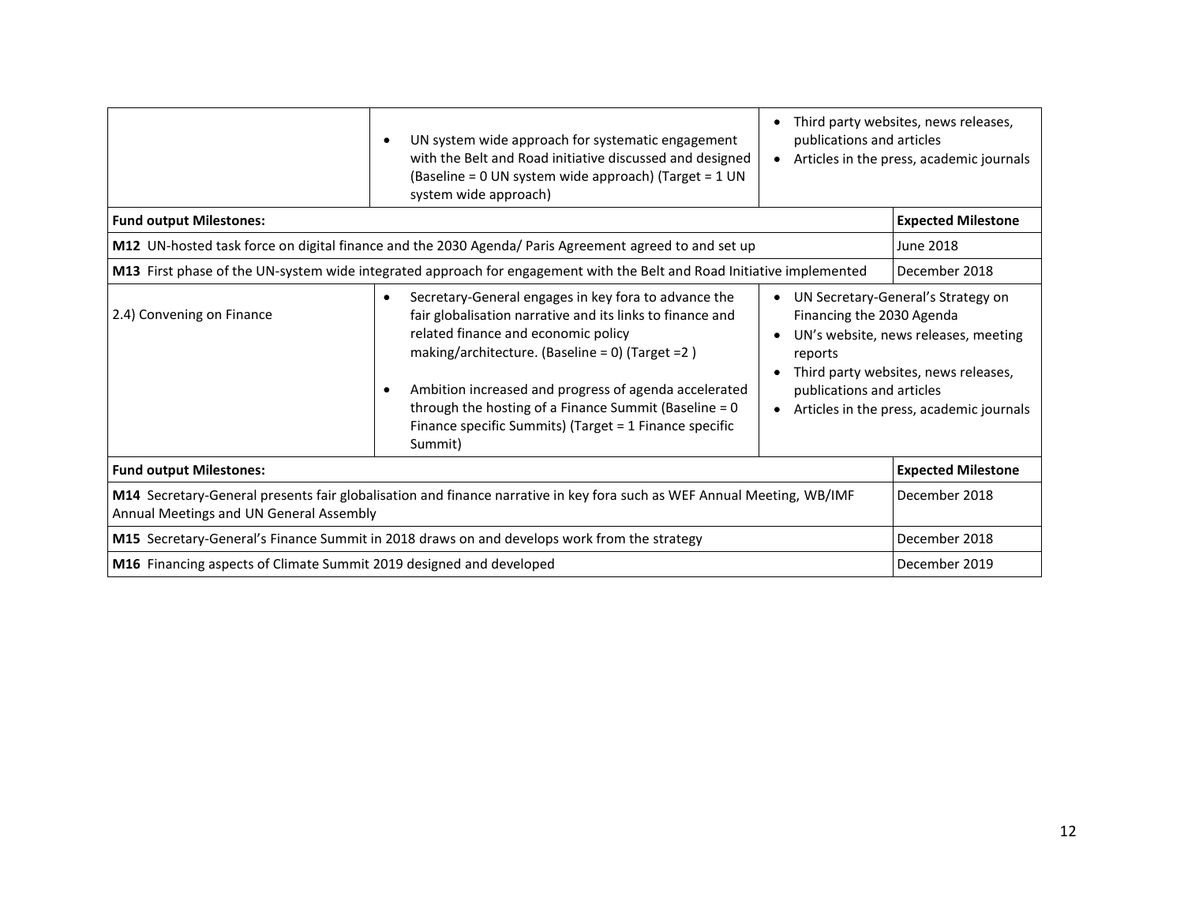| | | | |
|---|---|---|---|
| | • UN system wide approach for systematic engagement with the Belt and Road initiative discussed and designed (Baseline = 0 UN system wide approach) (Target = 1 UN system wide approach) | • Third party websites, news releases, publications and articles<br>• Articles in the press, academic journals | |
| **Fund output Milestones:** | | | **Expected Milestone** |
| **M12** UN-hosted task force on digital finance and the 2030 Agenda/ Paris Agreement agreed to and set up | | | June 2018 |
| **M13** First phase of the UN-system wide integrated approach for engagement with the Belt and Road Initiative implemented | | | December 2018 |
| 2.4) Convening on Finance | • Secretary-General engages in key fora to advance the fair globalisation narrative and its links to finance and related finance and economic policy making/architecture. (Baseline = 0) (Target =2 )<br>• Ambition increased and progress of agenda accelerated through the hosting of a Finance Summit (Baseline = 0 Finance specific Summits) (Target = 1 Finance specific Summit) | • UN Secretary-General's Strategy on Financing the 2030 Agenda<br>• UN's website, news releases, meeting reports<br>• Third party websites, news releases, publications and articles<br>• Articles in the press, academic journals | |
| **Fund output Milestones:** | | | **Expected Milestone** |
| **M14** Secretary-General presents fair globalisation and finance narrative in key fora such as WEF Annual Meeting, WB/IMF Annual Meetings and UN General Assembly | | | December 2018 |
| **M15** Secretary-General's Finance Summit in 2018 draws on and develops work from the strategy | | | December 2018 |
| **M16** Financing aspects of Climate Summit 2019 designed and developed | | | December 2019 |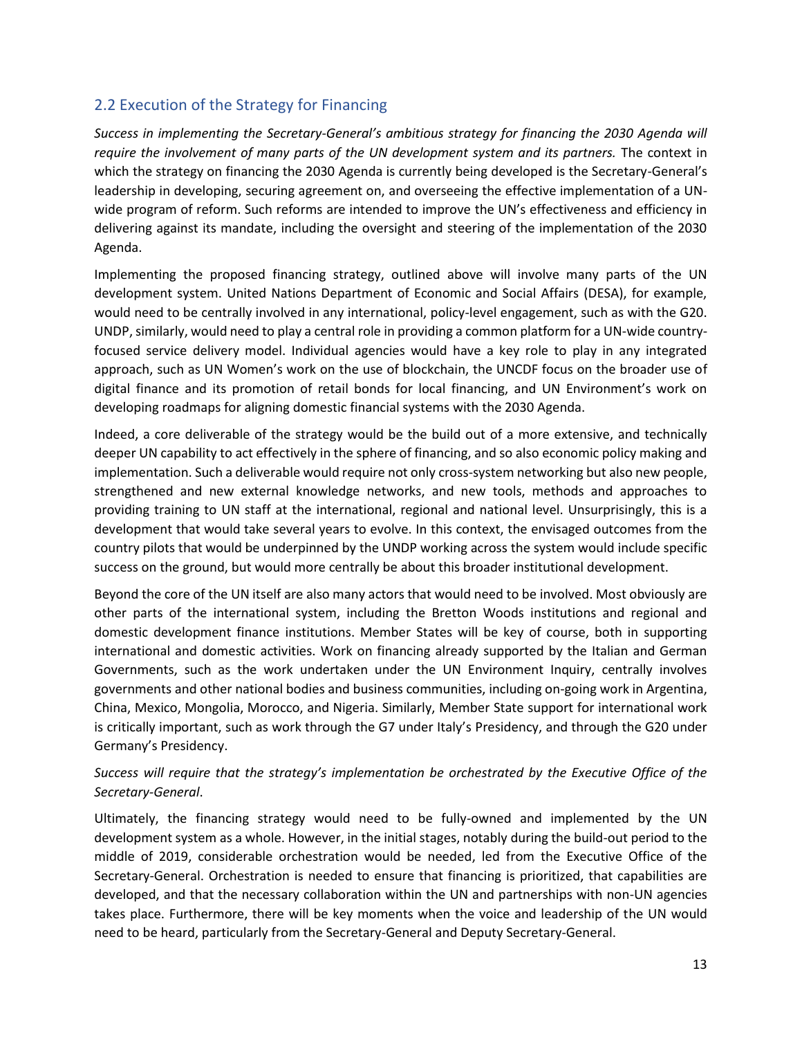## 2.2 Execution of the Strategy for Financing

*Success in implementing the Secretary-General's ambitious strategy for financing the 2030 Agenda will require the involvement of many parts of the UN development system and its partners.* The context in which the strategy on financing the 2030 Agenda is currently being developed is the Secretary-General's leadership in developing, securing agreement on, and overseeing the effective implementation of a UN-wide program of reform. Such reforms are intended to improve the UN's effectiveness and efficiency in delivering against its mandate, including the oversight and steering of the implementation of the 2030 Agenda.

Implementing the proposed financing strategy, outlined above will involve many parts of the UN development system. United Nations Department of Economic and Social Affairs (DESA), for example, would need to be centrally involved in any international, policy-level engagement, such as with the G20. UNDP, similarly, would need to play a central role in providing a common platform for a UN-wide country-focused service delivery model. Individual agencies would have a key role to play in any integrated approach, such as UN Women's work on the use of blockchain, the UNCDF focus on the broader use of digital finance and its promotion of retail bonds for local financing, and UN Environment's work on developing roadmaps for aligning domestic financial systems with the 2030 Agenda.

Indeed, a core deliverable of the strategy would be the build out of a more extensive, and technically deeper UN capability to act effectively in the sphere of financing, and so also economic policy making and implementation. Such a deliverable would require not only cross-system networking but also new people, strengthened and new external knowledge networks, and new tools, methods and approaches to providing training to UN staff at the international, regional and national level. Unsurprisingly, this is a development that would take several years to evolve. In this context, the envisaged outcomes from the country pilots that would be underpinned by the UNDP working across the system would include specific success on the ground, but would more centrally be about this broader institutional development.

Beyond the core of the UN itself are also many actors that would need to be involved. Most obviously are other parts of the international system, including the Bretton Woods institutions and regional and domestic development finance institutions. Member States will be key of course, both in supporting international and domestic activities. Work on financing already supported by the Italian and German Governments, such as the work undertaken under the UN Environment Inquiry, centrally involves governments and other national bodies and business communities, including on-going work in Argentina, China, Mexico, Mongolia, Morocco, and Nigeria. Similarly, Member State support for international work is critically important, such as work through the G7 under Italy's Presidency, and through the G20 under Germany's Presidency.

*Success will require that the strategy's implementation be orchestrated by the Executive Office of the Secretary-General*.

Ultimately, the financing strategy would need to be fully-owned and implemented by the UN development system as a whole. However, in the initial stages, notably during the build-out period to the middle of 2019, considerable orchestration would be needed, led from the Executive Office of the Secretary-General. Orchestration is needed to ensure that financing is prioritized, that capabilities are developed, and that the necessary collaboration within the UN and partnerships with non-UN agencies takes place. Furthermore, there will be key moments when the voice and leadership of the UN would need to be heard, particularly from the Secretary-General and Deputy Secretary-General.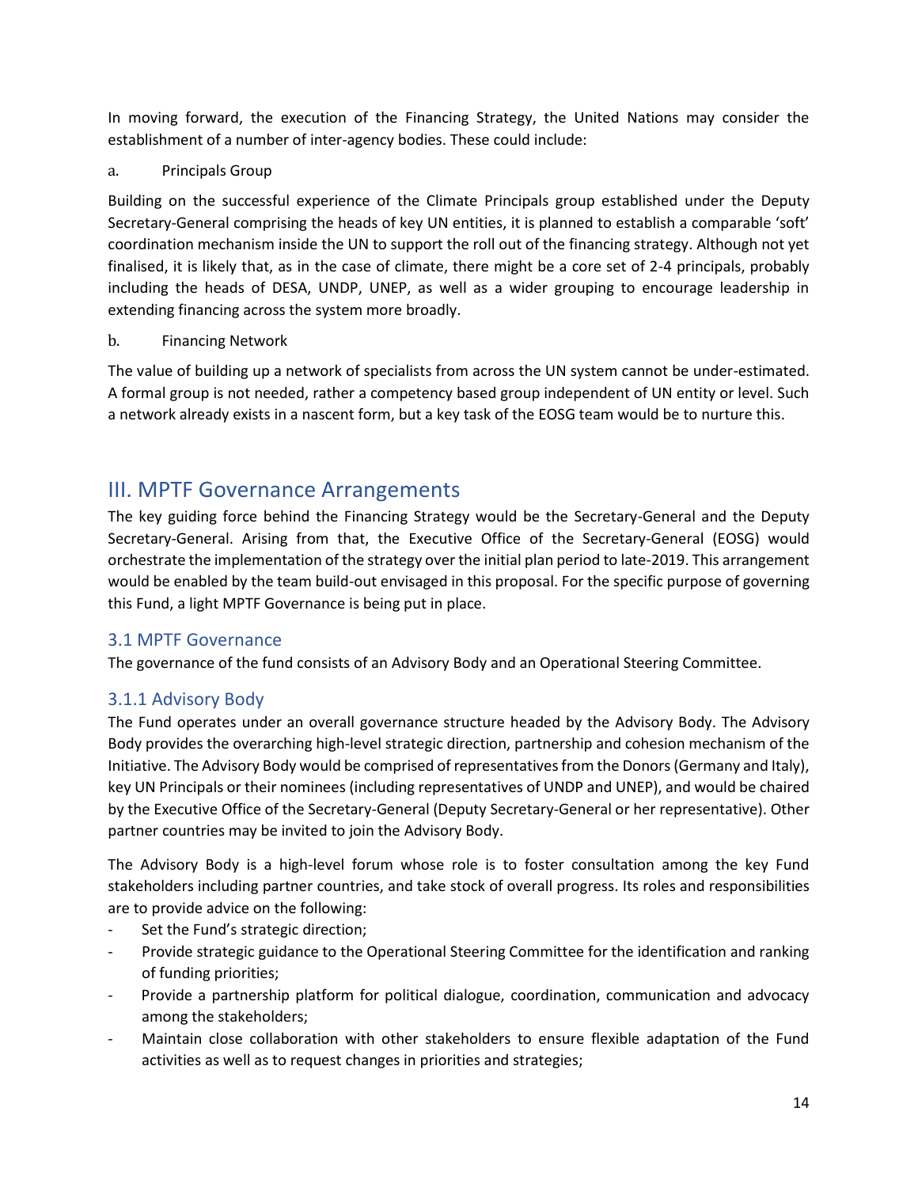In moving forward, the execution of the Financing Strategy, the United Nations may consider the establishment of a number of inter-agency bodies. These could include:

a. Principals Group

Building on the successful experience of the Climate Principals group established under the Deputy Secretary-General comprising the heads of key UN entities, it is planned to establish a comparable 'soft' coordination mechanism inside the UN to support the roll out of the financing strategy. Although not yet finalised, it is likely that, as in the case of climate, there might be a core set of 2-4 principals, probably including the heads of DESA, UNDP, UNEP, as well as a wider grouping to encourage leadership in extending financing across the system more broadly.

b. Financing Network

The value of building up a network of specialists from across the UN system cannot be under-estimated. A formal group is not needed, rather a competency based group independent of UN entity or level. Such a network already exists in a nascent form, but a key task of the EOSG team would be to nurture this.

## III. MPTF Governance Arrangements

The key guiding force behind the Financing Strategy would be the Secretary-General and the Deputy Secretary-General. Arising from that, the Executive Office of the Secretary-General (EOSG) would orchestrate the implementation of the strategy over the initial plan period to late-2019. This arrangement would be enabled by the team build-out envisaged in this proposal. For the specific purpose of governing this Fund, a light MPTF Governance is being put in place.

### 3.1 MPTF Governance

The governance of the fund consists of an Advisory Body and an Operational Steering Committee.

### 3.1.1 Advisory Body

The Fund operates under an overall governance structure headed by the Advisory Body. The Advisory Body provides the overarching high-level strategic direction, partnership and cohesion mechanism of the Initiative. The Advisory Body would be comprised of representatives from the Donors (Germany and Italy), key UN Principals or their nominees (including representatives of UNDP and UNEP), and would be chaired by the Executive Office of the Secretary-General (Deputy Secretary-General or her representative). Other partner countries may be invited to join the Advisory Body.

The Advisory Body is a high-level forum whose role is to foster consultation among the key Fund stakeholders including partner countries, and take stock of overall progress. Its roles and responsibilities are to provide advice on the following:

- Set the Fund's strategic direction;
- Provide strategic guidance to the Operational Steering Committee for the identification and ranking of funding priorities;
- Provide a partnership platform for political dialogue, coordination, communication and advocacy among the stakeholders;
- Maintain close collaboration with other stakeholders to ensure flexible adaptation of the Fund activities as well as to request changes in priorities and strategies;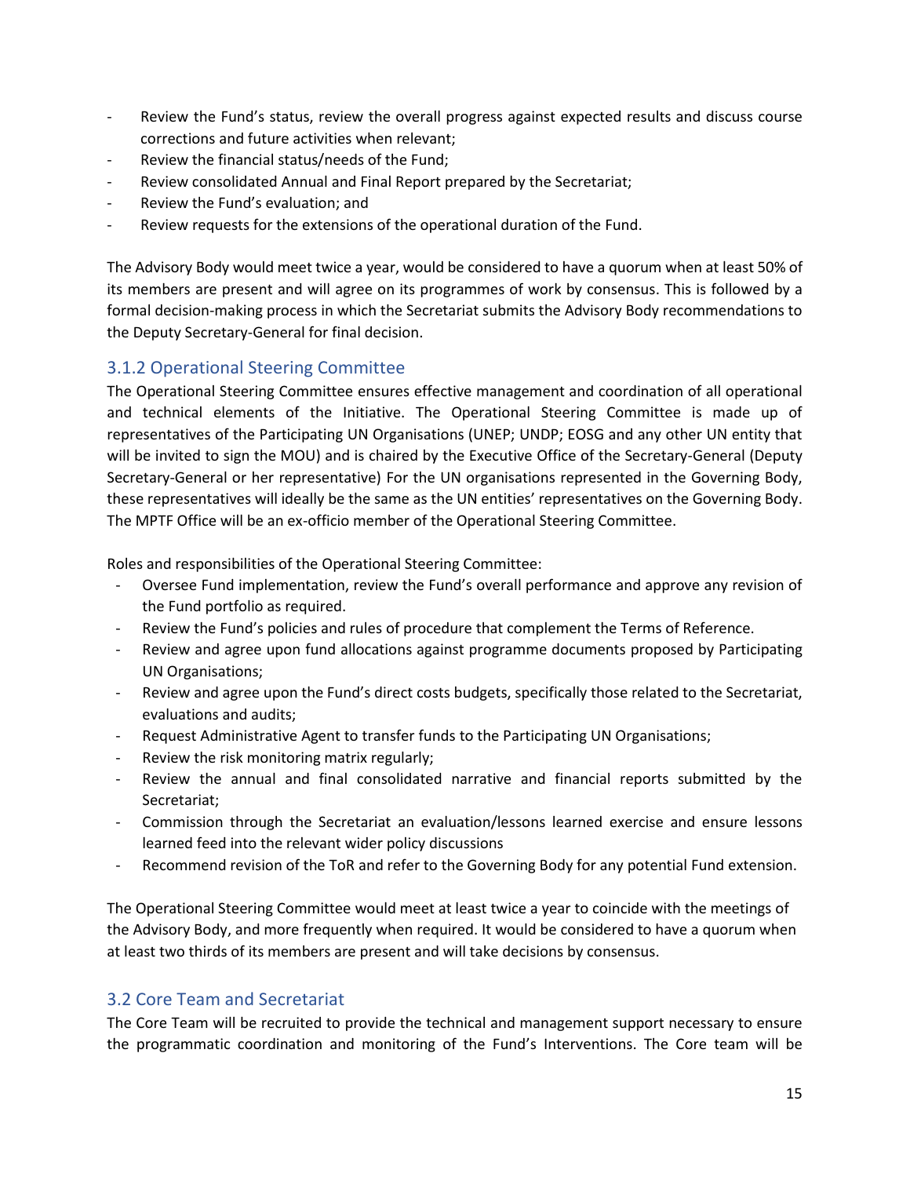- Review the Fund's status, review the overall progress against expected results and discuss course corrections and future activities when relevant;
- Review the financial status/needs of the Fund;
- Review consolidated Annual and Final Report prepared by the Secretariat;
- Review the Fund's evaluation; and
- Review requests for the extensions of the operational duration of the Fund.

The Advisory Body would meet twice a year, would be considered to have a quorum when at least 50% of its members are present and will agree on its programmes of work by consensus. This is followed by a formal decision-making process in which the Secretariat submits the Advisory Body recommendations to the Deputy Secretary-General for final decision.

### 3.1.2 Operational Steering Committee

The Operational Steering Committee ensures effective management and coordination of all operational and technical elements of the Initiative. The Operational Steering Committee is made up of representatives of the Participating UN Organisations (UNEP; UNDP; EOSG and any other UN entity that will be invited to sign the MOU) and is chaired by the Executive Office of the Secretary-General (Deputy Secretary-General or her representative) For the UN organisations represented in the Governing Body, these representatives will ideally be the same as the UN entities' representatives on the Governing Body. The MPTF Office will be an ex-officio member of the Operational Steering Committee.

Roles and responsibilities of the Operational Steering Committee:

- Oversee Fund implementation, review the Fund's overall performance and approve any revision of the Fund portfolio as required.
- Review the Fund's policies and rules of procedure that complement the Terms of Reference.
- Review and agree upon fund allocations against programme documents proposed by Participating UN Organisations;
- Review and agree upon the Fund's direct costs budgets, specifically those related to the Secretariat, evaluations and audits;
- Request Administrative Agent to transfer funds to the Participating UN Organisations;
- Review the risk monitoring matrix regularly;
- Review the annual and final consolidated narrative and financial reports submitted by the Secretariat;
- Commission through the Secretariat an evaluation/lessons learned exercise and ensure lessons learned feed into the relevant wider policy discussions
- Recommend revision of the ToR and refer to the Governing Body for any potential Fund extension.

The Operational Steering Committee would meet at least twice a year to coincide with the meetings of the Advisory Body, and more frequently when required. It would be considered to have a quorum when at least two thirds of its members are present and will take decisions by consensus.

## 3.2 Core Team and Secretariat

The Core Team will be recruited to provide the technical and management support necessary to ensure the programmatic coordination and monitoring of the Fund's Interventions. The Core team will be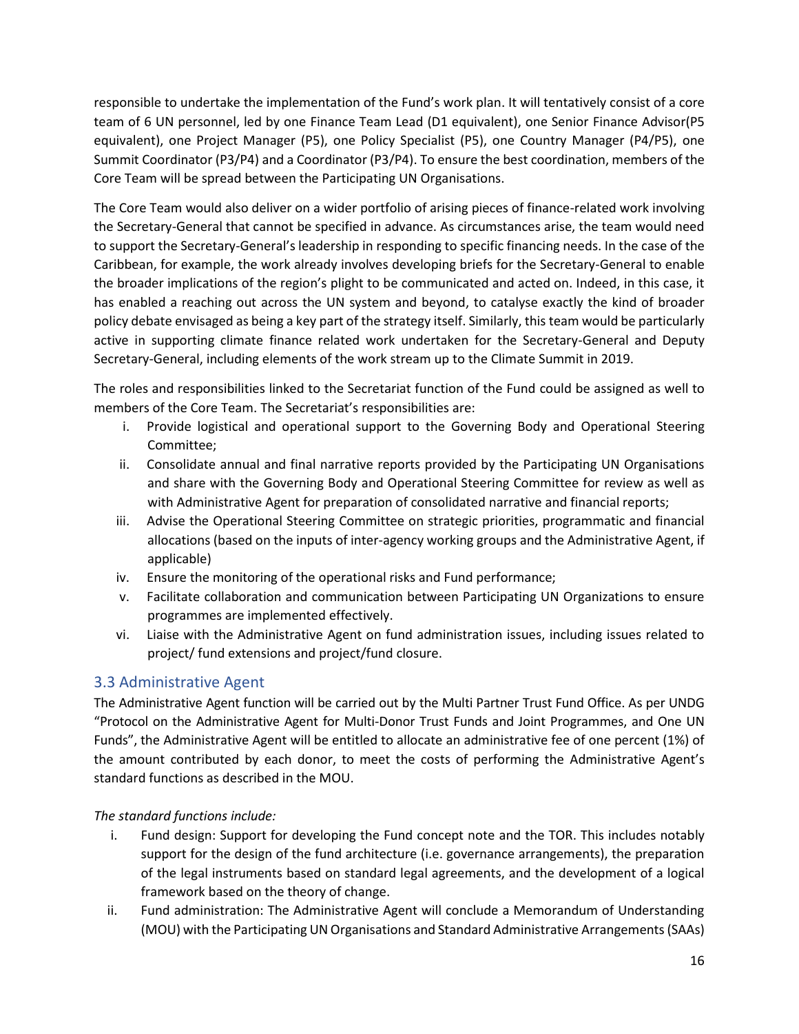responsible to undertake the implementation of the Fund's work plan. It will tentatively consist of a core team of 6 UN personnel, led by one Finance Team Lead (D1 equivalent), one Senior Finance Advisor(P5 equivalent), one Project Manager (P5), one Policy Specialist (P5), one Country Manager (P4/P5), one Summit Coordinator (P3/P4) and a Coordinator (P3/P4). To ensure the best coordination, members of the Core Team will be spread between the Participating UN Organisations.

The Core Team would also deliver on a wider portfolio of arising pieces of finance-related work involving the Secretary-General that cannot be specified in advance. As circumstances arise, the team would need to support the Secretary-General's leadership in responding to specific financing needs. In the case of the Caribbean, for example, the work already involves developing briefs for the Secretary-General to enable the broader implications of the region's plight to be communicated and acted on. Indeed, in this case, it has enabled a reaching out across the UN system and beyond, to catalyse exactly the kind of broader policy debate envisaged as being a key part of the strategy itself. Similarly, this team would be particularly active in supporting climate finance related work undertaken for the Secretary-General and Deputy Secretary-General, including elements of the work stream up to the Climate Summit in 2019.

The roles and responsibilities linked to the Secretariat function of the Fund could be assigned as well to members of the Core Team. The Secretariat's responsibilities are:

i. Provide logistical and operational support to the Governing Body and Operational Steering Committee;
ii. Consolidate annual and final narrative reports provided by the Participating UN Organisations and share with the Governing Body and Operational Steering Committee for review as well as with Administrative Agent for preparation of consolidated narrative and financial reports;
iii. Advise the Operational Steering Committee on strategic priorities, programmatic and financial allocations (based on the inputs of inter-agency working groups and the Administrative Agent, if applicable)
iv. Ensure the monitoring of the operational risks and Fund performance;
v. Facilitate collaboration and communication between Participating UN Organizations to ensure programmes are implemented effectively.
vi. Liaise with the Administrative Agent on fund administration issues, including issues related to project/ fund extensions and project/fund closure.

## 3.3 Administrative Agent

The Administrative Agent function will be carried out by the Multi Partner Trust Fund Office. As per UNDG "Protocol on the Administrative Agent for Multi-Donor Trust Funds and Joint Programmes, and One UN Funds", the Administrative Agent will be entitled to allocate an administrative fee of one percent (1%) of the amount contributed by each donor, to meet the costs of performing the Administrative Agent's standard functions as described in the MOU.

*The standard functions include:*

i. Fund design: Support for developing the Fund concept note and the TOR. This includes notably support for the design of the fund architecture (i.e. governance arrangements), the preparation of the legal instruments based on standard legal agreements, and the development of a logical framework based on the theory of change.
ii. Fund administration: The Administrative Agent will conclude a Memorandum of Understanding (MOU) with the Participating UN Organisations and Standard Administrative Arrangements (SAAs)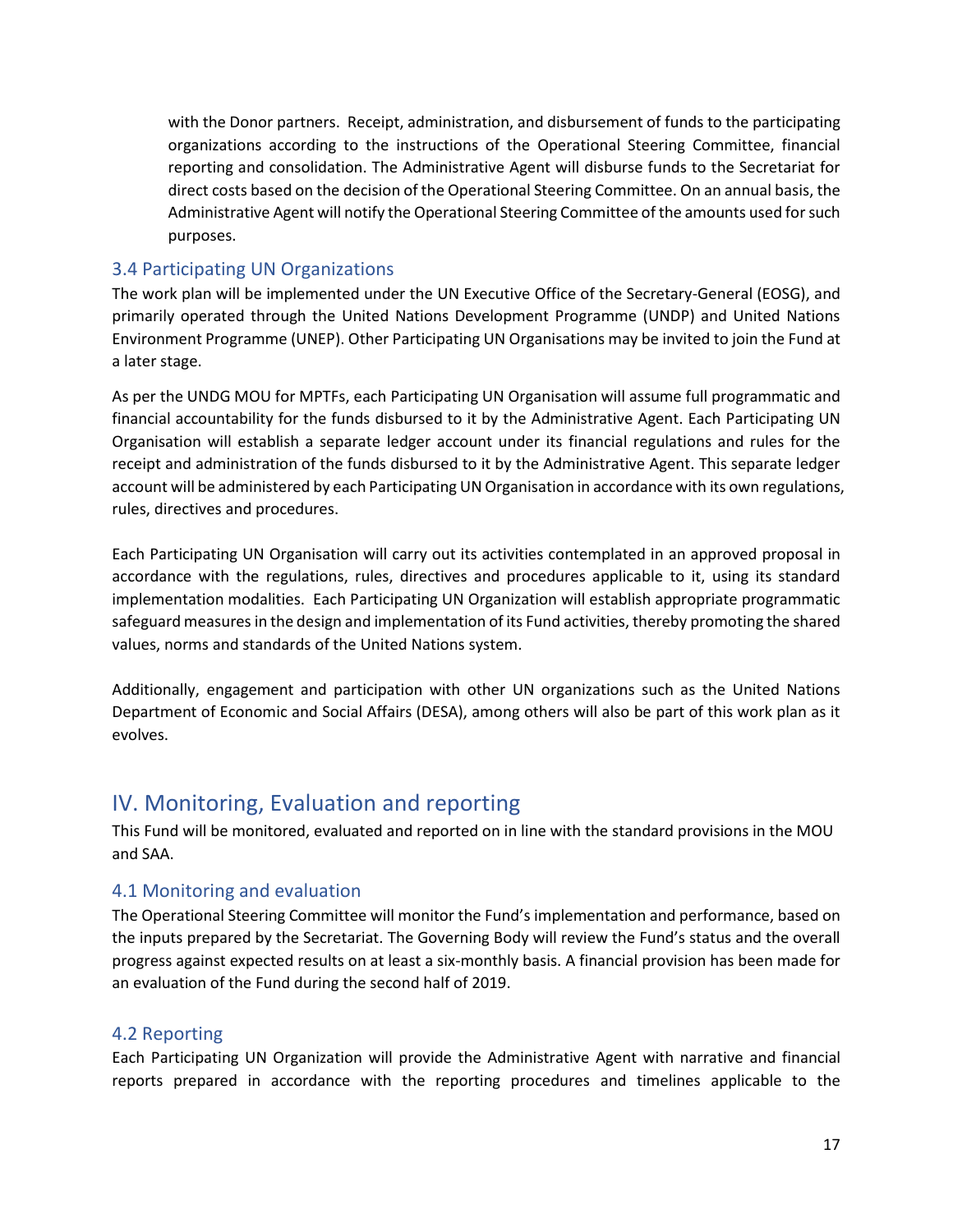with the Donor partners. Receipt, administration, and disbursement of funds to the participating organizations according to the instructions of the Operational Steering Committee, financial reporting and consolidation. The Administrative Agent will disburse funds to the Secretariat for direct costs based on the decision of the Operational Steering Committee. On an annual basis, the Administrative Agent will notify the Operational Steering Committee of the amounts used for such purposes.

### 3.4 Participating UN Organizations

The work plan will be implemented under the UN Executive Office of the Secretary-General (EOSG), and primarily operated through the United Nations Development Programme (UNDP) and United Nations Environment Programme (UNEP). Other Participating UN Organisations may be invited to join the Fund at a later stage.

As per the UNDG MOU for MPTFs, each Participating UN Organisation will assume full programmatic and financial accountability for the funds disbursed to it by the Administrative Agent. Each Participating UN Organisation will establish a separate ledger account under its financial regulations and rules for the receipt and administration of the funds disbursed to it by the Administrative Agent. This separate ledger account will be administered by each Participating UN Organisation in accordance with its own regulations, rules, directives and procedures.

Each Participating UN Organisation will carry out its activities contemplated in an approved proposal in accordance with the regulations, rules, directives and procedures applicable to it, using its standard implementation modalities. Each Participating UN Organization will establish appropriate programmatic safeguard measures in the design and implementation of its Fund activities, thereby promoting the shared values, norms and standards of the United Nations system.

Additionally, engagement and participation with other UN organizations such as the United Nations Department of Economic and Social Affairs (DESA), among others will also be part of this work plan as it evolves.

## IV. Monitoring, Evaluation and reporting

This Fund will be monitored, evaluated and reported on in line with the standard provisions in the MOU and SAA.

### 4.1 Monitoring and evaluation

The Operational Steering Committee will monitor the Fund's implementation and performance, based on the inputs prepared by the Secretariat. The Governing Body will review the Fund's status and the overall progress against expected results on at least a six-monthly basis. A financial provision has been made for an evaluation of the Fund during the second half of 2019.

### 4.2 Reporting

Each Participating UN Organization will provide the Administrative Agent with narrative and financial reports prepared in accordance with the reporting procedures and timelines applicable to the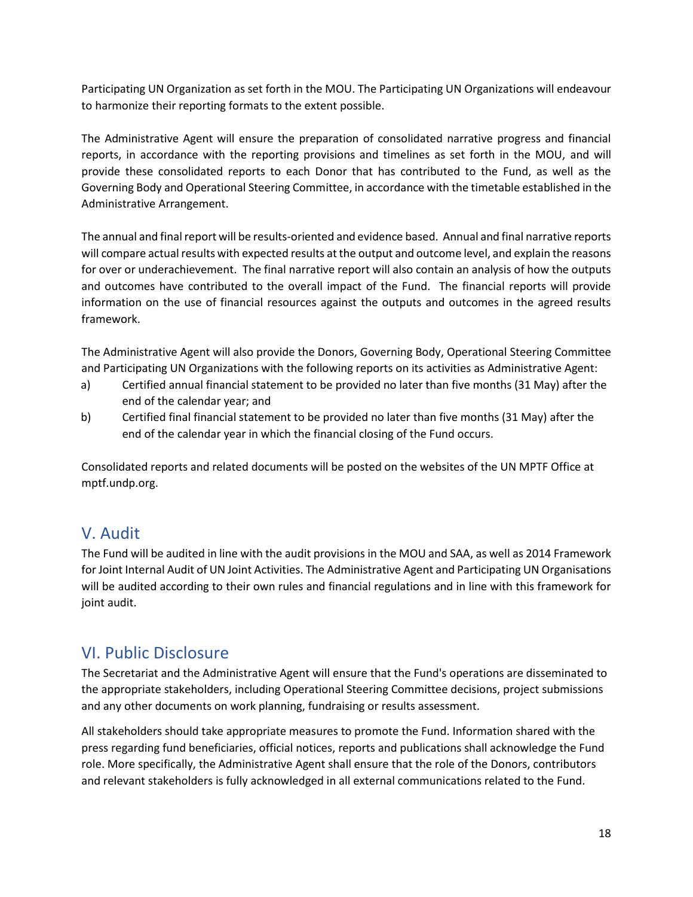Participating UN Organization as set forth in the MOU. The Participating UN Organizations will endeavour to harmonize their reporting formats to the extent possible.

The Administrative Agent will ensure the preparation of consolidated narrative progress and financial reports, in accordance with the reporting provisions and timelines as set forth in the MOU, and will provide these consolidated reports to each Donor that has contributed to the Fund, as well as the Governing Body and Operational Steering Committee, in accordance with the timetable established in the Administrative Arrangement.

The annual and final report will be results-oriented and evidence based. Annual and final narrative reports will compare actual results with expected results at the output and outcome level, and explain the reasons for over or underachievement. The final narrative report will also contain an analysis of how the outputs and outcomes have contributed to the overall impact of the Fund. The financial reports will provide information on the use of financial resources against the outputs and outcomes in the agreed results framework.

The Administrative Agent will also provide the Donors, Governing Body, Operational Steering Committee and Participating UN Organizations with the following reports on its activities as Administrative Agent:

a) Certified annual financial statement to be provided no later than five months (31 May) after the end of the calendar year; and
b) Certified final financial statement to be provided no later than five months (31 May) after the end of the calendar year in which the financial closing of the Fund occurs.

Consolidated reports and related documents will be posted on the websites of the UN MPTF Office at mptf.undp.org.

## V. Audit

The Fund will be audited in line with the audit provisions in the MOU and SAA, as well as 2014 Framework for Joint Internal Audit of UN Joint Activities. The Administrative Agent and Participating UN Organisations will be audited according to their own rules and financial regulations and in line with this framework for joint audit.

## VI. Public Disclosure

The Secretariat and the Administrative Agent will ensure that the Fund's operations are disseminated to the appropriate stakeholders, including Operational Steering Committee decisions, project submissions and any other documents on work planning, fundraising or results assessment.

All stakeholders should take appropriate measures to promote the Fund. Information shared with the press regarding fund beneficiaries, official notices, reports and publications shall acknowledge the Fund role. More specifically, the Administrative Agent shall ensure that the role of the Donors, contributors and relevant stakeholders is fully acknowledged in all external communications related to the Fund.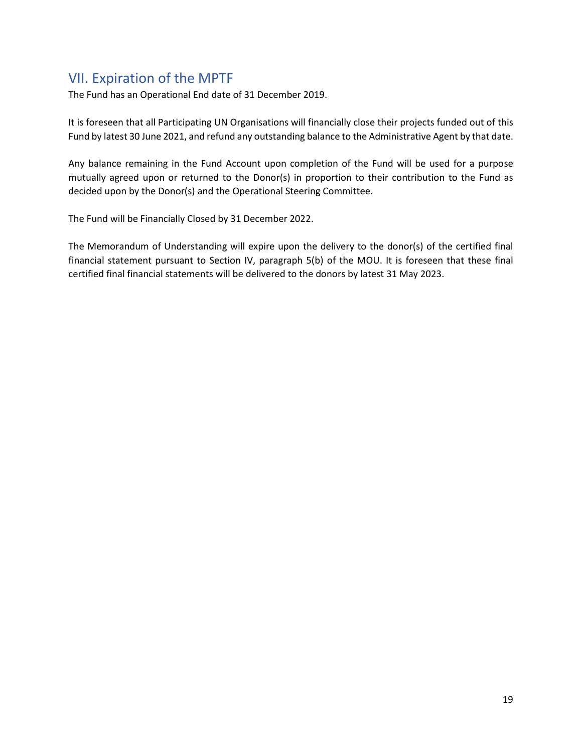## VII. Expiration of the MPTF

The Fund has an Operational End date of 31 December 2019.

It is foreseen that all Participating UN Organisations will financially close their projects funded out of this Fund by latest 30 June 2021, and refund any outstanding balance to the Administrative Agent by that date.

Any balance remaining in the Fund Account upon completion of the Fund will be used for a purpose mutually agreed upon or returned to the Donor(s) in proportion to their contribution to the Fund as decided upon by the Donor(s) and the Operational Steering Committee.

The Fund will be Financially Closed by 31 December 2022.

The Memorandum of Understanding will expire upon the delivery to the donor(s) of the certified final financial statement pursuant to Section IV, paragraph 5(b) of the MOU. It is foreseen that these final certified final financial statements will be delivered to the donors by latest 31 May 2023.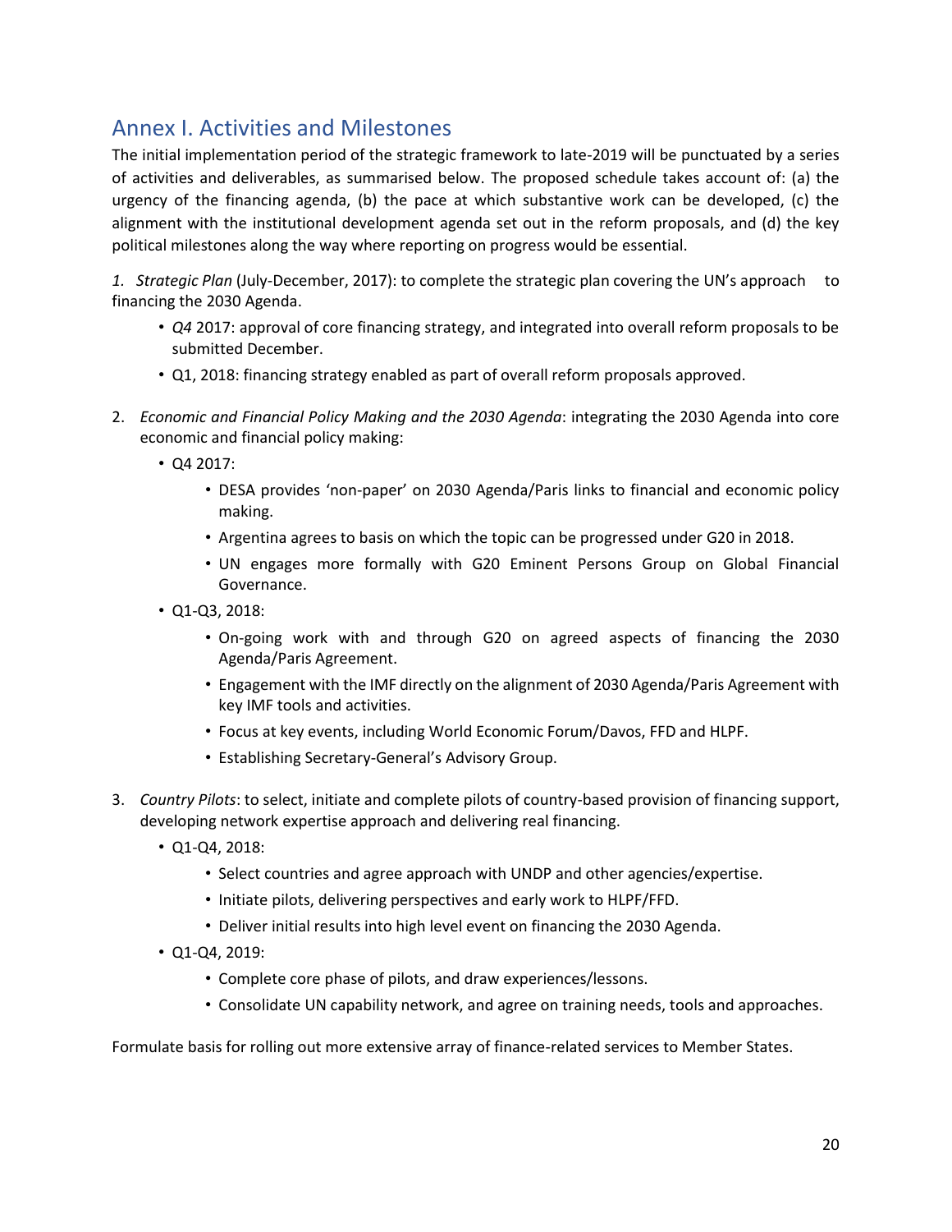## Annex I. Activities and Milestones

The initial implementation period of the strategic framework to late-2019 will be punctuated by a series of activities and deliverables, as summarised below. The proposed schedule takes account of: (a) the urgency of the financing agenda, (b) the pace at which substantive work can be developed, (c) the alignment with the institutional development agenda set out in the reform proposals, and (d) the key political milestones along the way where reporting on progress would be essential.

1. *Strategic Plan* (July-December, 2017): to complete the strategic plan covering the UN's approach to financing the 2030 Agenda.
    - *Q4* 2017: approval of core financing strategy, and integrated into overall reform proposals to be submitted December.
    - Q1, 2018: financing strategy enabled as part of overall reform proposals approved.

2. *Economic and Financial Policy Making and the 2030 Agenda*: integrating the 2030 Agenda into core economic and financial policy making:
    - Q4 2017:
        - DESA provides 'non-paper' on 2030 Agenda/Paris links to financial and economic policy making.
        - Argentina agrees to basis on which the topic can be progressed under G20 in 2018.
        - UN engages more formally with G20 Eminent Persons Group on Global Financial Governance.
    - Q1-Q3, 2018:
        - On-going work with and through G20 on agreed aspects of financing the 2030 Agenda/Paris Agreement.
        - Engagement with the IMF directly on the alignment of 2030 Agenda/Paris Agreement with key IMF tools and activities.
        - Focus at key events, including World Economic Forum/Davos, FFD and HLPF.
        - Establishing Secretary-General's Advisory Group.

3. *Country Pilots*: to select, initiate and complete pilots of country-based provision of financing support, developing network expertise approach and delivering real financing.
    - Q1-Q4, 2018:
        - Select countries and agree approach with UNDP and other agencies/expertise.
        - Initiate pilots, delivering perspectives and early work to HLPF/FFD.
        - Deliver initial results into high level event on financing the 2030 Agenda.
    - Q1-Q4, 2019:
        - Complete core phase of pilots, and draw experiences/lessons.
        - Consolidate UN capability network, and agree on training needs, tools and approaches.

Formulate basis for rolling out more extensive array of finance-related services to Member States.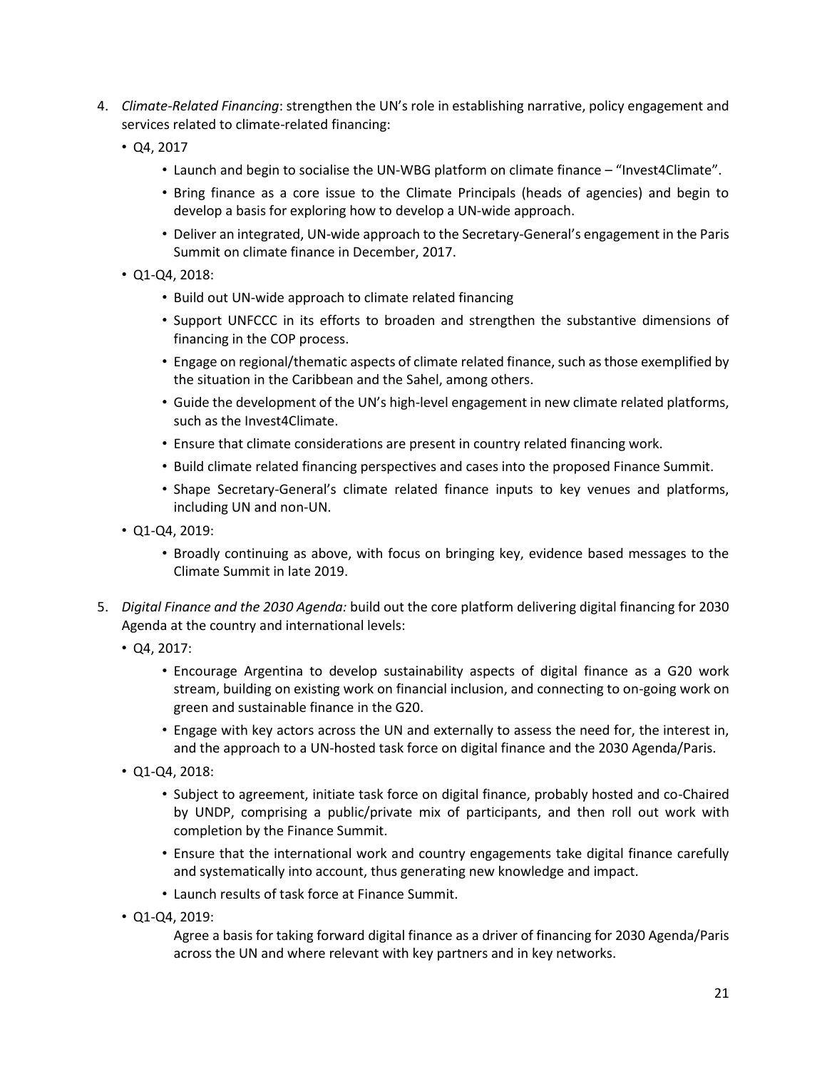4. *Climate-Related Financing*: strengthen the UN's role in establishing narrative, policy engagement and services related to climate-related financing:
   - Q4, 2017
     - Launch and begin to socialise the UN-WBG platform on climate finance – "Invest4Climate".
     - Bring finance as a core issue to the Climate Principals (heads of agencies) and begin to develop a basis for exploring how to develop a UN-wide approach.
     - Deliver an integrated, UN-wide approach to the Secretary-General's engagement in the Paris Summit on climate finance in December, 2017.
   - Q1-Q4, 2018:
     - Build out UN-wide approach to climate related financing
     - Support UNFCCC in its efforts to broaden and strengthen the substantive dimensions of financing in the COP process.
     - Engage on regional/thematic aspects of climate related finance, such as those exemplified by the situation in the Caribbean and the Sahel, among others.
     - Guide the development of the UN's high-level engagement in new climate related platforms, such as the Invest4Climate.
     - Ensure that climate considerations are present in country related financing work.
     - Build climate related financing perspectives and cases into the proposed Finance Summit.
     - Shape Secretary-General's climate related finance inputs to key venues and platforms, including UN and non-UN.
   - Q1-Q4, 2019:
     - Broadly continuing as above, with focus on bringing key, evidence based messages to the Climate Summit in late 2019.

5. *Digital Finance and the 2030 Agenda:* build out the core platform delivering digital financing for 2030 Agenda at the country and international levels:
   - Q4, 2017:
     - Encourage Argentina to develop sustainability aspects of digital finance as a G20 work stream, building on existing work on financial inclusion, and connecting to on-going work on green and sustainable finance in the G20.
     - Engage with key actors across the UN and externally to assess the need for, the interest in, and the approach to a UN-hosted task force on digital finance and the 2030 Agenda/Paris.
   - Q1-Q4, 2018:
     - Subject to agreement, initiate task force on digital finance, probably hosted and co-Chaired by UNDP, comprising a public/private mix of participants, and then roll out work with completion by the Finance Summit.
     - Ensure that the international work and country engagements take digital finance carefully and systematically into account, thus generating new knowledge and impact.
     - Launch results of task force at Finance Summit.
   - Q1-Q4, 2019:

     Agree a basis for taking forward digital finance as a driver of financing for 2030 Agenda/Paris across the UN and where relevant with key partners and in key networks.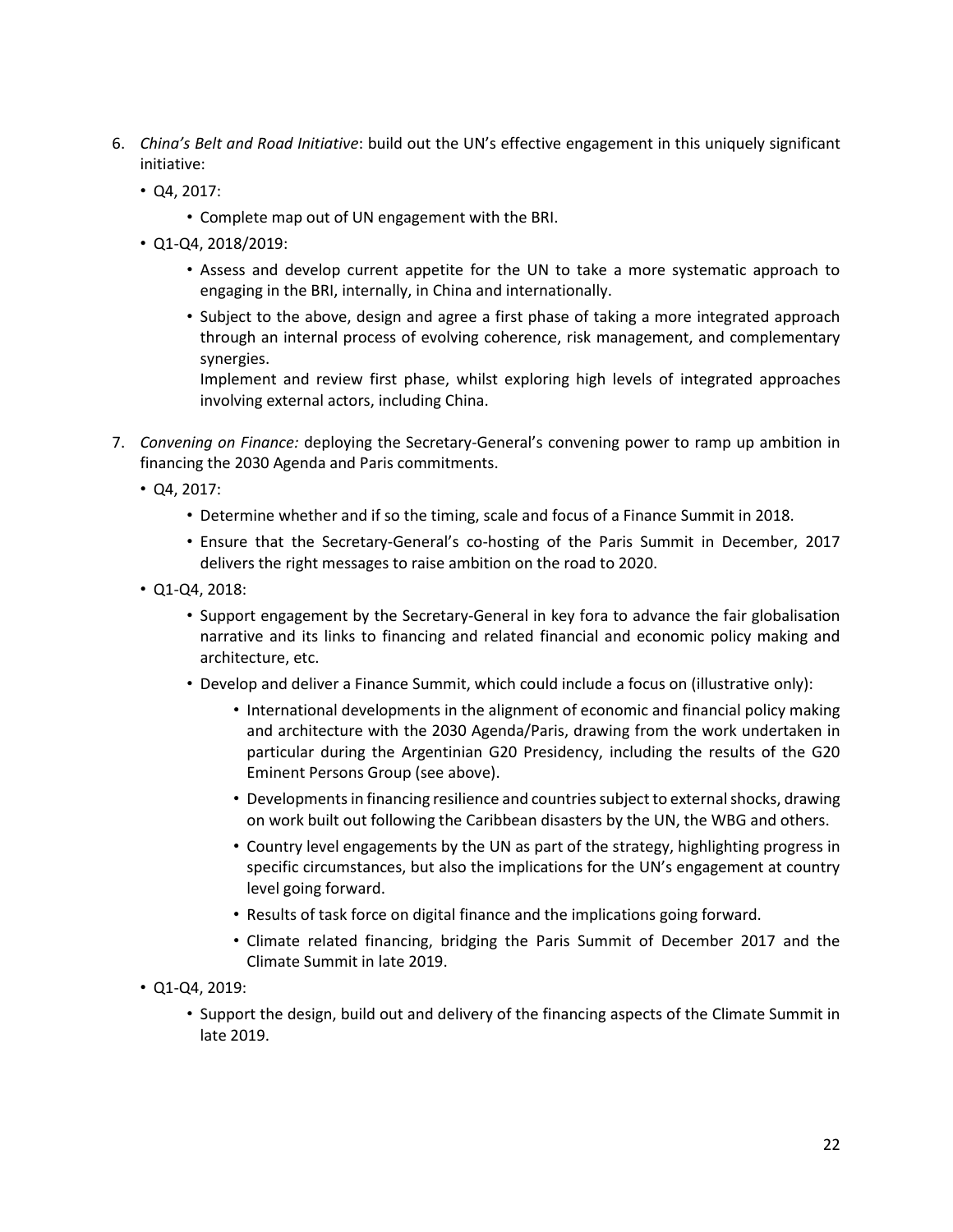6. *China's Belt and Road Initiative*: build out the UN's effective engagement in this uniquely significant initiative:
   - Q4, 2017:
     - Complete map out of UN engagement with the BRI.
   - Q1-Q4, 2018/2019:
     - Assess and develop current appetite for the UN to take a more systematic approach to engaging in the BRI, internally, in China and internationally.
     - Subject to the above, design and agree a first phase of taking a more integrated approach through an internal process of evolving coherence, risk management, and complementary synergies.

       Implement and review first phase, whilst exploring high levels of integrated approaches involving external actors, including China.

7. *Convening on Finance:* deploying the Secretary-General's convening power to ramp up ambition in financing the 2030 Agenda and Paris commitments.
   - Q4, 2017:
     - Determine whether and if so the timing, scale and focus of a Finance Summit in 2018.
     - Ensure that the Secretary-General's co-hosting of the Paris Summit in December, 2017 delivers the right messages to raise ambition on the road to 2020.
   - Q1-Q4, 2018:
     - Support engagement by the Secretary-General in key fora to advance the fair globalisation narrative and its links to financing and related financial and economic policy making and architecture, etc.
     - Develop and deliver a Finance Summit, which could include a focus on (illustrative only):
       - International developments in the alignment of economic and financial policy making and architecture with the 2030 Agenda/Paris, drawing from the work undertaken in particular during the Argentinian G20 Presidency, including the results of the G20 Eminent Persons Group (see above).
       - Developments in financing resilience and countries subject to external shocks, drawing on work built out following the Caribbean disasters by the UN, the WBG and others.
       - Country level engagements by the UN as part of the strategy, highlighting progress in specific circumstances, but also the implications for the UN's engagement at country level going forward.
       - Results of task force on digital finance and the implications going forward.
       - Climate related financing, bridging the Paris Summit of December 2017 and the Climate Summit in late 2019.
   - Q1-Q4, 2019:
     - Support the design, build out and delivery of the financing aspects of the Climate Summit in late 2019.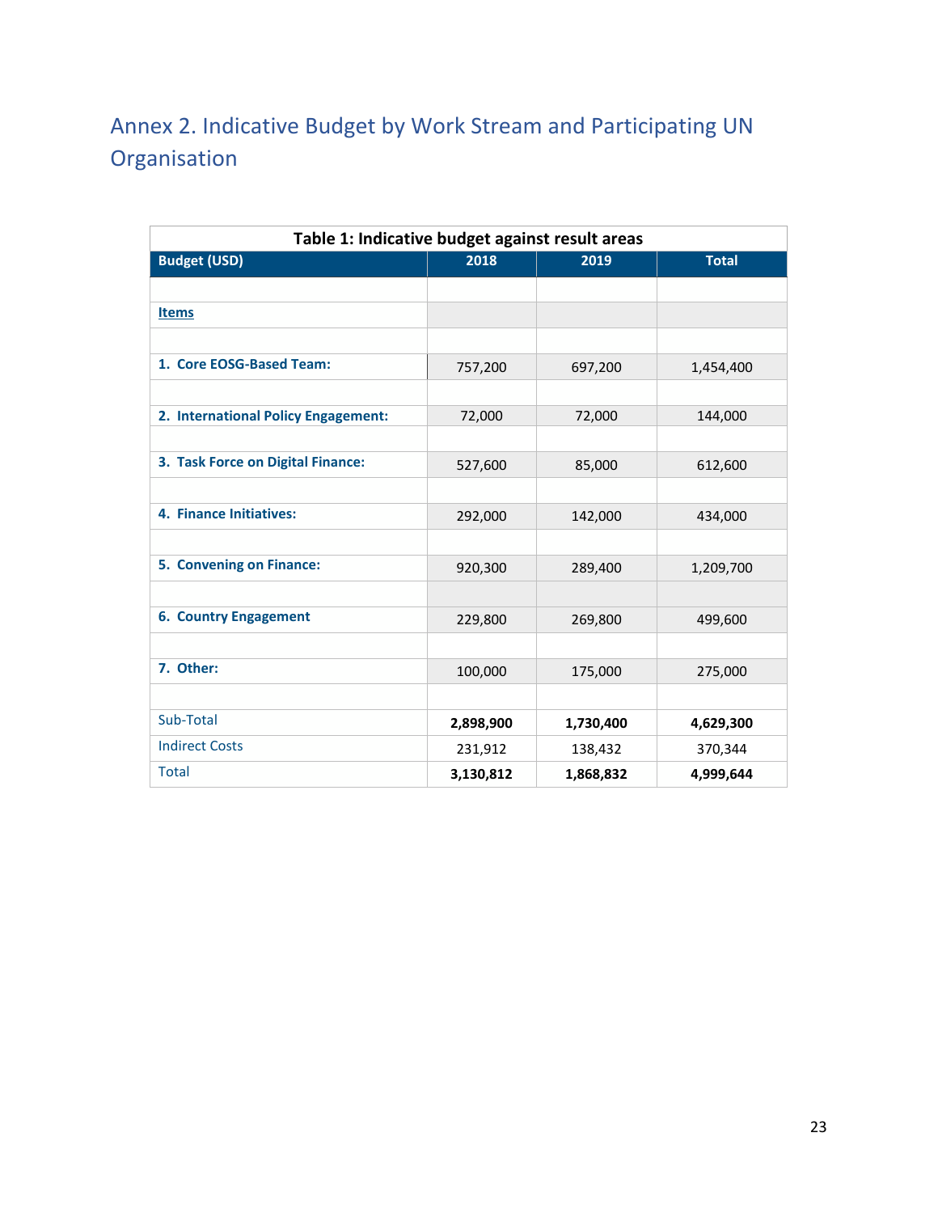## Annex 2. Indicative Budget by Work Stream and Participating UN Organisation

**Table 1: Indicative budget against result areas**

| Budget (USD) | 2018 | 2019 | Total |
|---|---|---|---|
| **Items** | | | |
| **1. Core EOSG-Based Team:** | 757,200 | 697,200 | 1,454,400 |
| **2. International Policy Engagement:** | 72,000 | 72,000 | 144,000 |
| **3. Task Force on Digital Finance:** | 527,600 | 85,000 | 612,600 |
| **4. Finance Initiatives:** | 292,000 | 142,000 | 434,000 |
| **5. Convening on Finance:** | 920,300 | 289,400 | 1,209,700 |
| **6. Country Engagement** | 229,800 | 269,800 | 499,600 |
| **7. Other:** | 100,000 | 175,000 | 275,000 |
| Sub-Total | **2,898,900** | **1,730,400** | **4,629,300** |
| Indirect Costs | 231,912 | 138,432 | 370,344 |
| Total | **3,130,812** | **1,868,832** | **4,999,644** |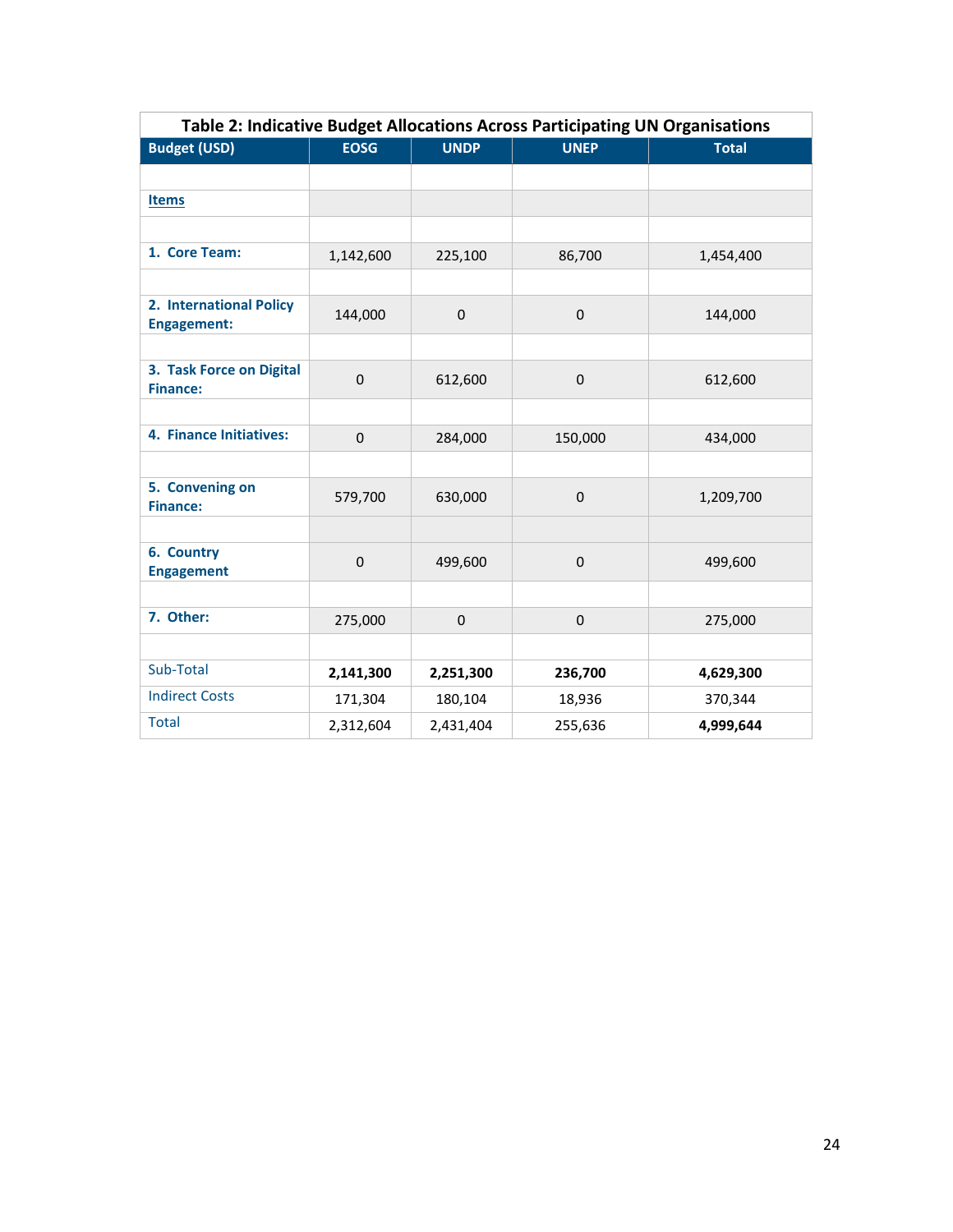**Table 2: Indicative Budget Allocations Across Participating UN Organisations**

| Budget (USD) | EOSG | UNDP | UNEP | Total |
|---|---|---|---|---|
| | | | | |
| **Items** | | | | |
| | | | | |
| **1. Core Team:** | 1,142,600 | 225,100 | 86,700 | 1,454,400 |
| | | | | |
| **2. International Policy Engagement:** | 144,000 | 0 | 0 | 144,000 |
| | | | | |
| **3. Task Force on Digital Finance:** | 0 | 612,600 | 0 | 612,600 |
| | | | | |
| **4. Finance Initiatives:** | 0 | 284,000 | 150,000 | 434,000 |
| | | | | |
| **5. Convening on Finance:** | 579,700 | 630,000 | 0 | 1,209,700 |
| | | | | |
| **6. Country Engagement** | 0 | 499,600 | 0 | 499,600 |
| | | | | |
| **7. Other:** | 275,000 | 0 | 0 | 275,000 |
| | | | | |
| Sub-Total | **2,141,300** | **2,251,300** | **236,700** | **4,629,300** |
| Indirect Costs | 171,304 | 180,104 | 18,936 | 370,344 |
| Total | 2,312,604 | 2,431,404 | 255,636 | **4,999,644** |